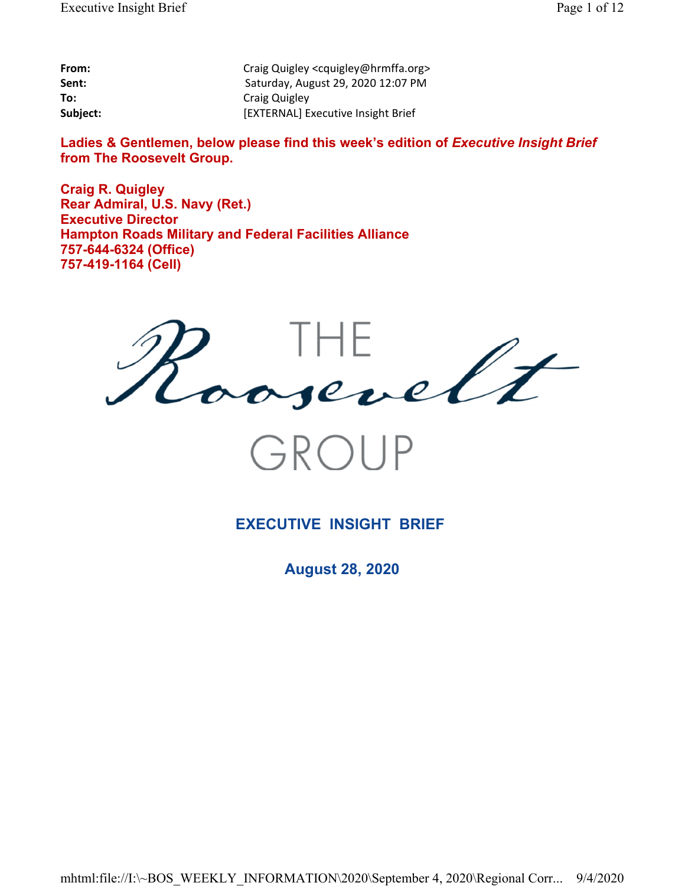**From:** Craig Quigley <cquigley@hrmffa.org>
**Sent:** Saturday, August 29, 2020 12:07 PM
**To:** Craig Quigley
**Subject:** [EXTERNAL] Executive Insight Brief

**Ladies & Gentlemen, below please find this week's edition of *Executive Insight Brief* from The Roosevelt Group.**

**Craig R. Quigley**
**Rear Admiral, U.S. Navy (Ret.)**
**Executive Director**
**Hampton Roads Military and Federal Facilities Alliance**
**757-644-6324 (Office)**
**757-419-1164 (Cell)**

THE Roosevelt GROUP

# EXECUTIVE INSIGHT BRIEF

## August 28, 2020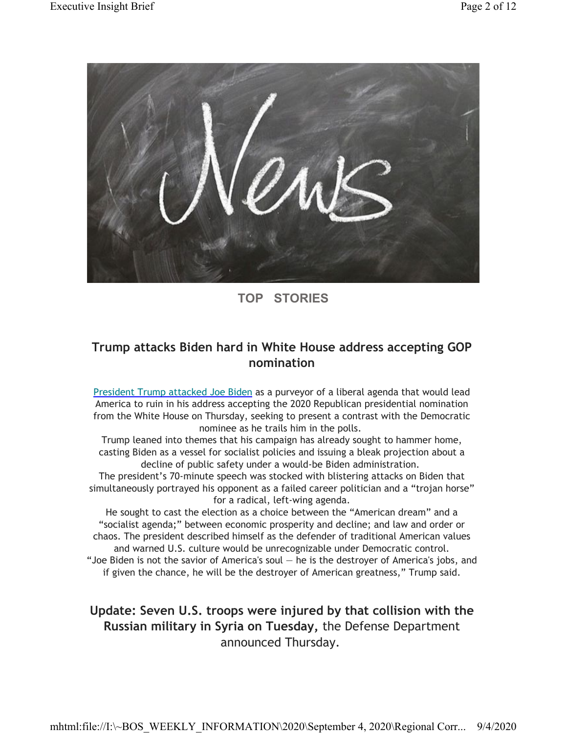## TOP STORIES

### Trump attacks Biden hard in White House address accepting GOP nomination

[President Trump attacked Joe Biden]() as a purveyor of a liberal agenda that would lead America to ruin in his address accepting the 2020 Republican presidential nomination from the White House on Thursday, seeking to present a contrast with the Democratic nominee as he trails him in the polls.

Trump leaned into themes that his campaign has already sought to hammer home, casting Biden as a vessel for socialist policies and issuing a bleak projection about a decline of public safety under a would-be Biden administration.

The president's 70-minute speech was stocked with blistering attacks on Biden that simultaneously portrayed his opponent as a failed career politician and a "trojan horse" for a radical, left-wing agenda.

He sought to cast the election as a choice between the "American dream" and a "socialist agenda;" between economic prosperity and decline; and law and order or chaos. The president described himself as the defender of traditional American values and warned U.S. culture would be unrecognizable under Democratic control.

"Joe Biden is not the savior of America's soul — he is the destroyer of America's jobs, and if given the chance, he will be the destroyer of American greatness," Trump said.

### **Update: Seven U.S. troops were injured by that collision with the Russian military in Syria on Tuesday,** the Defense Department announced Thursday.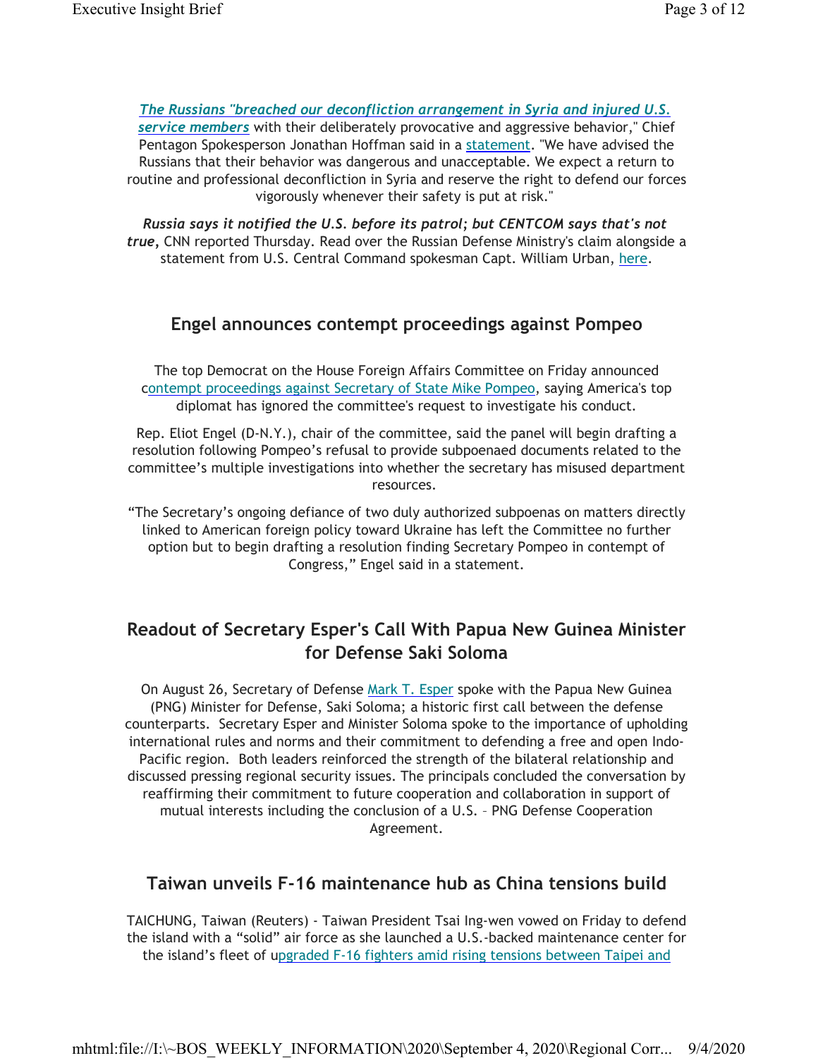***The Russians "breached our deconfliction arrangement in Syria and injured U.S. service members*** with their deliberately provocative and aggressive behavior," Chief Pentagon Spokesperson Jonathan Hoffman said in a statement. "We have advised the Russians that their behavior was dangerous and unacceptable. We expect a return to routine and professional deconfliction in Syria and reserve the right to defend our forces vigorously whenever their safety is put at risk."

***Russia says it notified the U.S. before its patrol; but CENTCOM says that's not true,*** CNN reported Thursday. Read over the Russian Defense Ministry's claim alongside a statement from U.S. Central Command spokesman Capt. William Urban, here.

## Engel announces contempt proceedings against Pompeo

The top Democrat on the House Foreign Affairs Committee on Friday announced contempt proceedings against Secretary of State Mike Pompeo, saying America's top diplomat has ignored the committee's request to investigate his conduct.

Rep. Eliot Engel (D-N.Y.), chair of the committee, said the panel will begin drafting a resolution following Pompeo's refusal to provide subpoenaed documents related to the committee's multiple investigations into whether the secretary has misused department resources.

"The Secretary's ongoing defiance of two duly authorized subpoenas on matters directly linked to American foreign policy toward Ukraine has left the Committee no further option but to begin drafting a resolution finding Secretary Pompeo in contempt of Congress," Engel said in a statement.

## Readout of Secretary Esper's Call With Papua New Guinea Minister for Defense Saki Soloma

On August 26, Secretary of Defense Mark T. Esper spoke with the Papua New Guinea (PNG) Minister for Defense, Saki Soloma; a historic first call between the defense counterparts. Secretary Esper and Minister Soloma spoke to the importance of upholding international rules and norms and their commitment to defending a free and open Indo-Pacific region. Both leaders reinforced the strength of the bilateral relationship and discussed pressing regional security issues. The principals concluded the conversation by reaffirming their commitment to future cooperation and collaboration in support of mutual interests including the conclusion of a U.S. – PNG Defense Cooperation Agreement.

## Taiwan unveils F-16 maintenance hub as China tensions build

TAICHUNG, Taiwan (Reuters) - Taiwan President Tsai Ing-wen vowed on Friday to defend the island with a "solid" air force as she launched a U.S.-backed maintenance center for the island's fleet of upgraded F-16 fighters amid rising tensions between Taipei and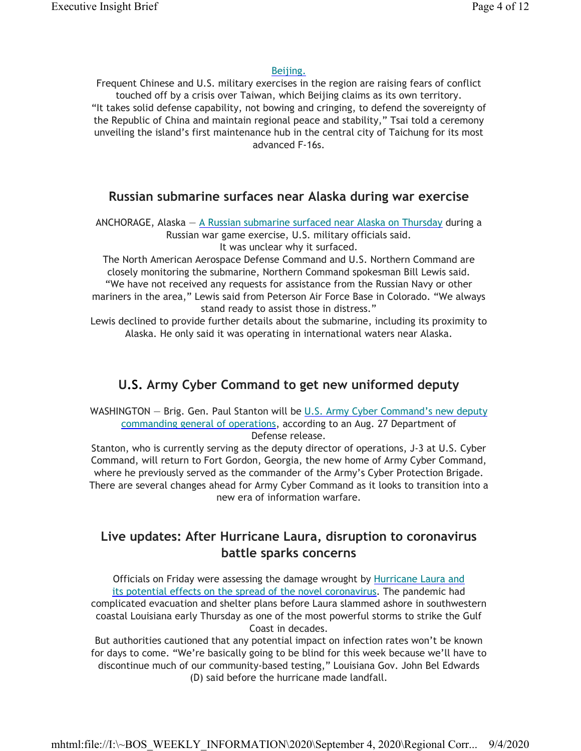Beijing.

Frequent Chinese and U.S. military exercises in the region are raising fears of conflict touched off by a crisis over Taiwan, which Beijing claims as its own territory.

"It takes solid defense capability, not bowing and cringing, to defend the sovereignty of the Republic of China and maintain regional peace and stability," Tsai told a ceremony unveiling the island's first maintenance hub in the central city of Taichung for its most advanced F-16s.

## Russian submarine surfaces near Alaska during war exercise

ANCHORAGE, Alaska — A Russian submarine surfaced near Alaska on Thursday during a Russian war game exercise, U.S. military officials said.

It was unclear why it surfaced.

The North American Aerospace Defense Command and U.S. Northern Command are closely monitoring the submarine, Northern Command spokesman Bill Lewis said.

"We have not received any requests for assistance from the Russian Navy or other mariners in the area," Lewis said from Peterson Air Force Base in Colorado. "We always stand ready to assist those in distress."

Lewis declined to provide further details about the submarine, including its proximity to Alaska. He only said it was operating in international waters near Alaska.

## U.S. Army Cyber Command to get new uniformed deputy

WASHINGTON — Brig. Gen. Paul Stanton will be U.S. Army Cyber Command's new deputy commanding general of operations, according to an Aug. 27 Department of Defense release.

Stanton, who is currently serving as the deputy director of operations, J-3 at U.S. Cyber Command, will return to Fort Gordon, Georgia, the new home of Army Cyber Command, where he previously served as the commander of the Army's Cyber Protection Brigade.

There are several changes ahead for Army Cyber Command as it looks to transition into a new era of information warfare.

## Live updates: After Hurricane Laura, disruption to coronavirus battle sparks concerns

Officials on Friday were assessing the damage wrought by Hurricane Laura and its potential effects on the spread of the novel coronavirus. The pandemic had complicated evacuation and shelter plans before Laura slammed ashore in southwestern coastal Louisiana early Thursday as one of the most powerful storms to strike the Gulf Coast in decades.

But authorities cautioned that any potential impact on infection rates won't be known for days to come. "We're basically going to be blind for this week because we'll have to discontinue much of our community-based testing," Louisiana Gov. John Bel Edwards (D) said before the hurricane made landfall.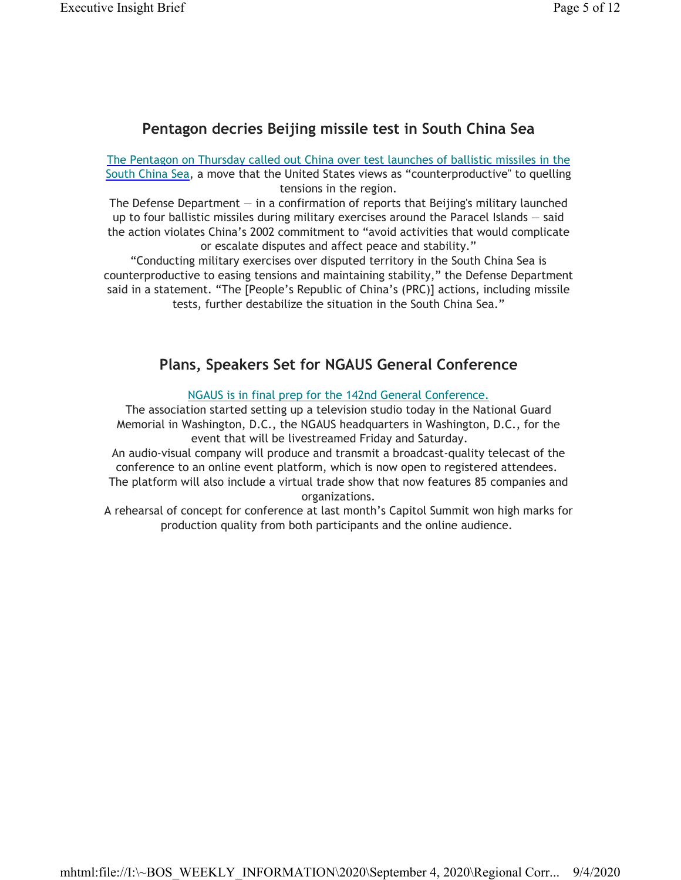## Pentagon decries Beijing missile test in South China Sea

The Pentagon on Thursday called out China over test launches of ballistic missiles in the South China Sea, a move that the United States views as "counterproductive" to quelling tensions in the region.

The Defense Department — in a confirmation of reports that Beijing's military launched up to four ballistic missiles during military exercises around the Paracel Islands — said the action violates China's 2002 commitment to "avoid activities that would complicate or escalate disputes and affect peace and stability."

"Conducting military exercises over disputed territory in the South China Sea is counterproductive to easing tensions and maintaining stability," the Defense Department said in a statement. "The [People's Republic of China's (PRC)] actions, including missile tests, further destabilize the situation in the South China Sea."

## Plans, Speakers Set for NGAUS General Conference

NGAUS is in final prep for the 142nd General Conference.

The association started setting up a television studio today in the National Guard Memorial in Washington, D.C., the NGAUS headquarters in Washington, D.C., for the event that will be livestreamed Friday and Saturday.

An audio-visual company will produce and transmit a broadcast-quality telecast of the conference to an online event platform, which is now open to registered attendees.

The platform will also include a virtual trade show that now features 85 companies and organizations.

A rehearsal of concept for conference at last month's Capitol Summit won high marks for production quality from both participants and the online audience.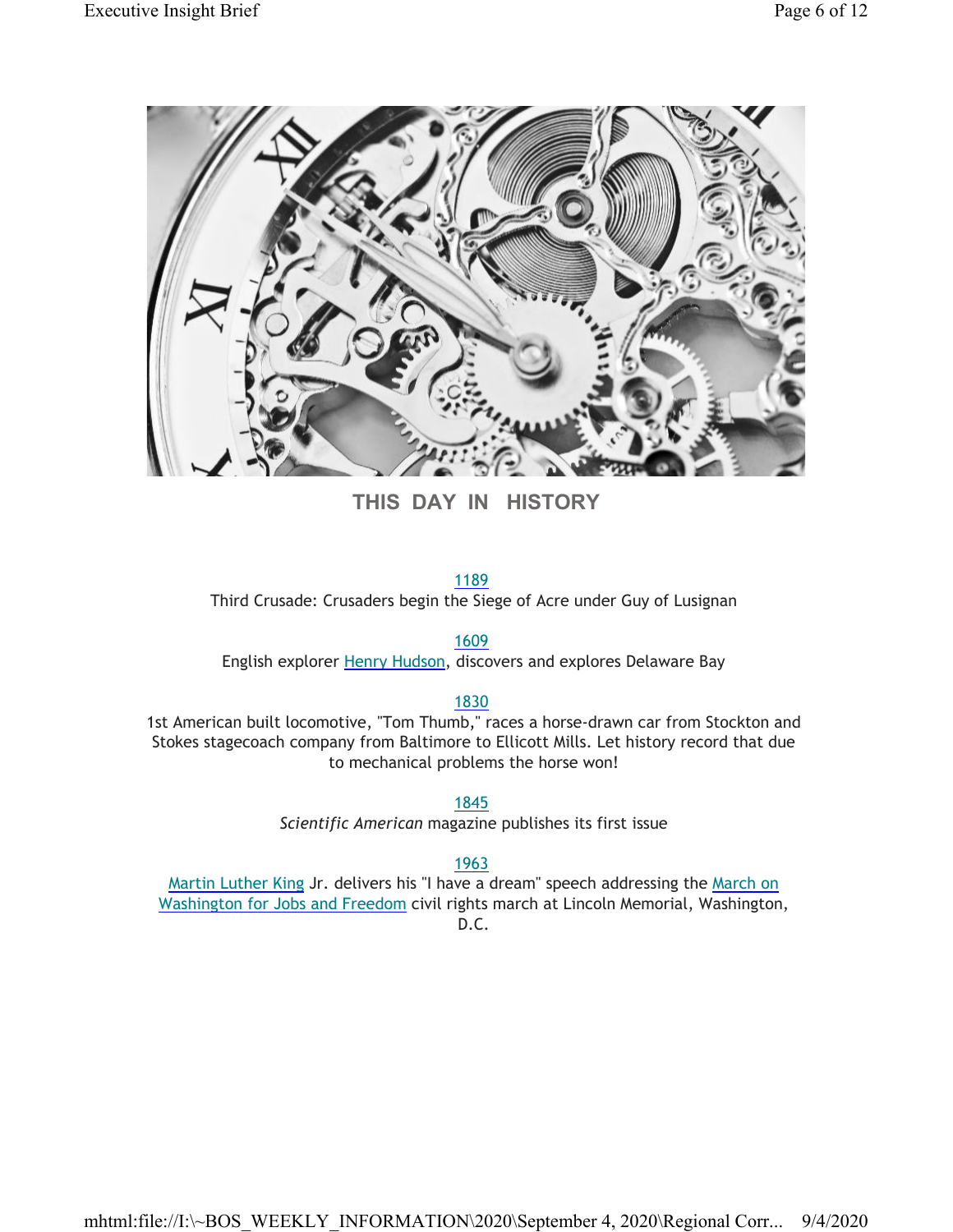## THIS DAY IN HISTORY

1189
Third Crusade: Crusaders begin the Siege of Acre under Guy of Lusignan

1609
English explorer Henry Hudson, discovers and explores Delaware Bay

1830
1st American built locomotive, "Tom Thumb," races a horse-drawn car from Stockton and Stokes stagecoach company from Baltimore to Ellicott Mills. Let history record that due to mechanical problems the horse won!

1845
*Scientific American* magazine publishes its first issue

1963
Martin Luther King Jr. delivers his "I have a dream" speech addressing the March on Washington for Jobs and Freedom civil rights march at Lincoln Memorial, Washington, D.C.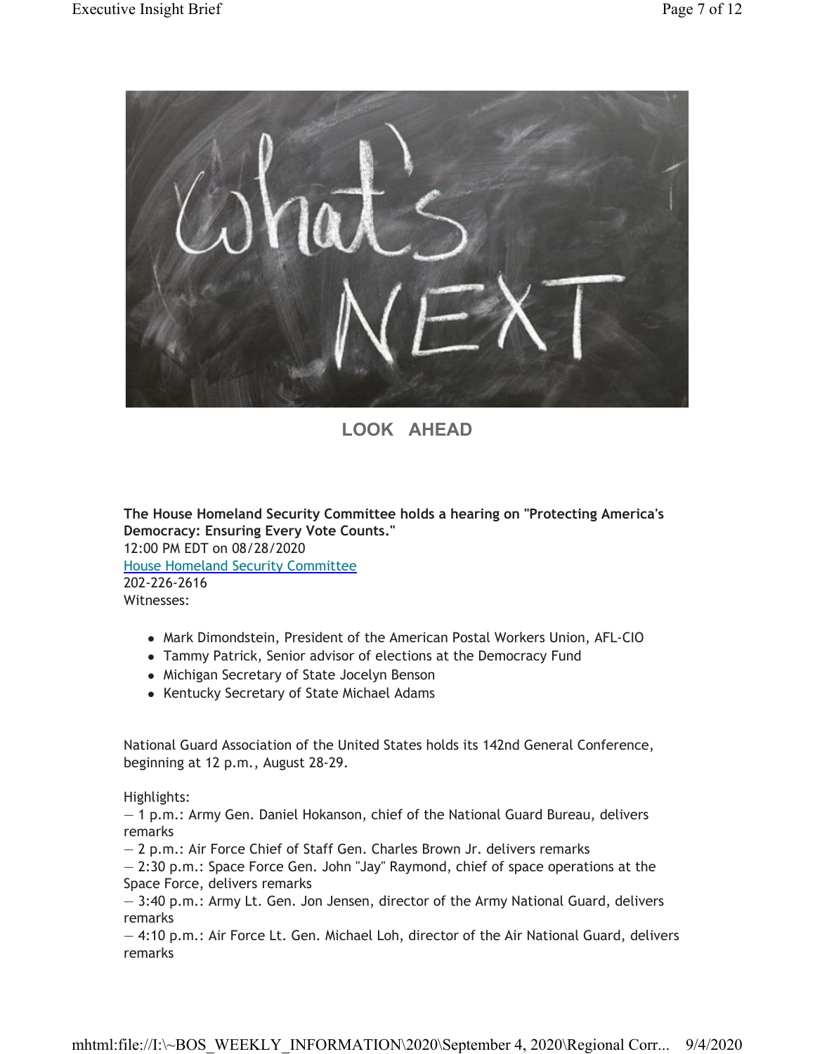## LOOK AHEAD

**The House Homeland Security Committee holds a hearing on "Protecting America's Democracy: Ensuring Every Vote Counts."**
12:00 PM EDT on 08/28/2020
House Homeland Security Committee
202-226-2616
Witnesses:

- Mark Dimondstein, President of the American Postal Workers Union, AFL-CIO
- Tammy Patrick, Senior advisor of elections at the Democracy Fund
- Michigan Secretary of State Jocelyn Benson
- Kentucky Secretary of State Michael Adams

National Guard Association of the United States holds its 142nd General Conference, beginning at 12 p.m., August 28-29.

Highlights:
— 1 p.m.: Army Gen. Daniel Hokanson, chief of the National Guard Bureau, delivers remarks
— 2 p.m.: Air Force Chief of Staff Gen. Charles Brown Jr. delivers remarks
— 2:30 p.m.: Space Force Gen. John "Jay" Raymond, chief of space operations at the Space Force, delivers remarks
— 3:40 p.m.: Army Lt. Gen. Jon Jensen, director of the Army National Guard, delivers remarks
— 4:10 p.m.: Air Force Lt. Gen. Michael Loh, director of the Air National Guard, delivers remarks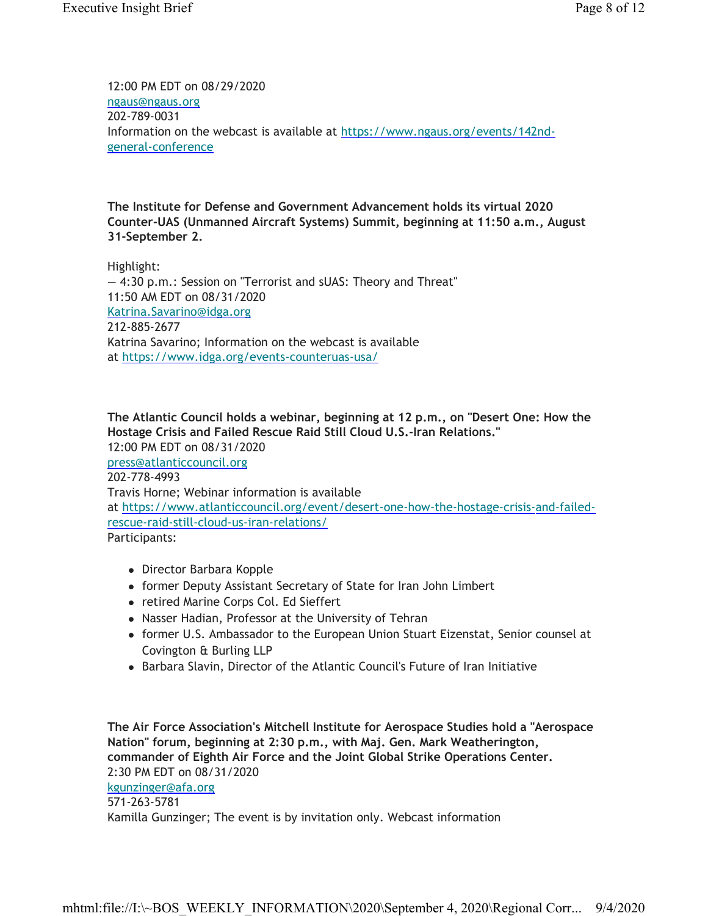12:00 PM EDT on 08/29/2020
ngaus@ngaus.org
202-789-0031
Information on the webcast is available at https://www.ngaus.org/events/142nd-general-conference

**The Institute for Defense and Government Advancement holds its virtual 2020 Counter-UAS (Unmanned Aircraft Systems) Summit, beginning at 11:50 a.m., August 31-September 2.**

Highlight:
— 4:30 p.m.: Session on "Terrorist and sUAS: Theory and Threat"
11:50 AM EDT on 08/31/2020
Katrina.Savarino@idga.org
212-885-2677
Katrina Savarino; Information on the webcast is available at https://www.idga.org/events-counteruas-usa/

**The Atlantic Council holds a webinar, beginning at 12 p.m., on "Desert One: How the Hostage Crisis and Failed Rescue Raid Still Cloud U.S.-Iran Relations."**
12:00 PM EDT on 08/31/2020
press@atlanticcouncil.org
202-778-4993
Travis Horne; Webinar information is available at https://www.atlanticcouncil.org/event/desert-one-how-the-hostage-crisis-and-failed-rescue-raid-still-cloud-us-iran-relations/
Participants:

- Director Barbara Kopple
- former Deputy Assistant Secretary of State for Iran John Limbert
- retired Marine Corps Col. Ed Sieffert
- Nasser Hadian, Professor at the University of Tehran
- former U.S. Ambassador to the European Union Stuart Eizenstat, Senior counsel at Covington & Burling LLP
- Barbara Slavin, Director of the Atlantic Council's Future of Iran Initiative

**The Air Force Association's Mitchell Institute for Aerospace Studies hold a "Aerospace Nation" forum, beginning at 2:30 p.m., with Maj. Gen. Mark Weatherington, commander of Eighth Air Force and the Joint Global Strike Operations Center.**
2:30 PM EDT on 08/31/2020
kgunzinger@afa.org
571-263-5781
Kamilla Gunzinger; The event is by invitation only. Webcast information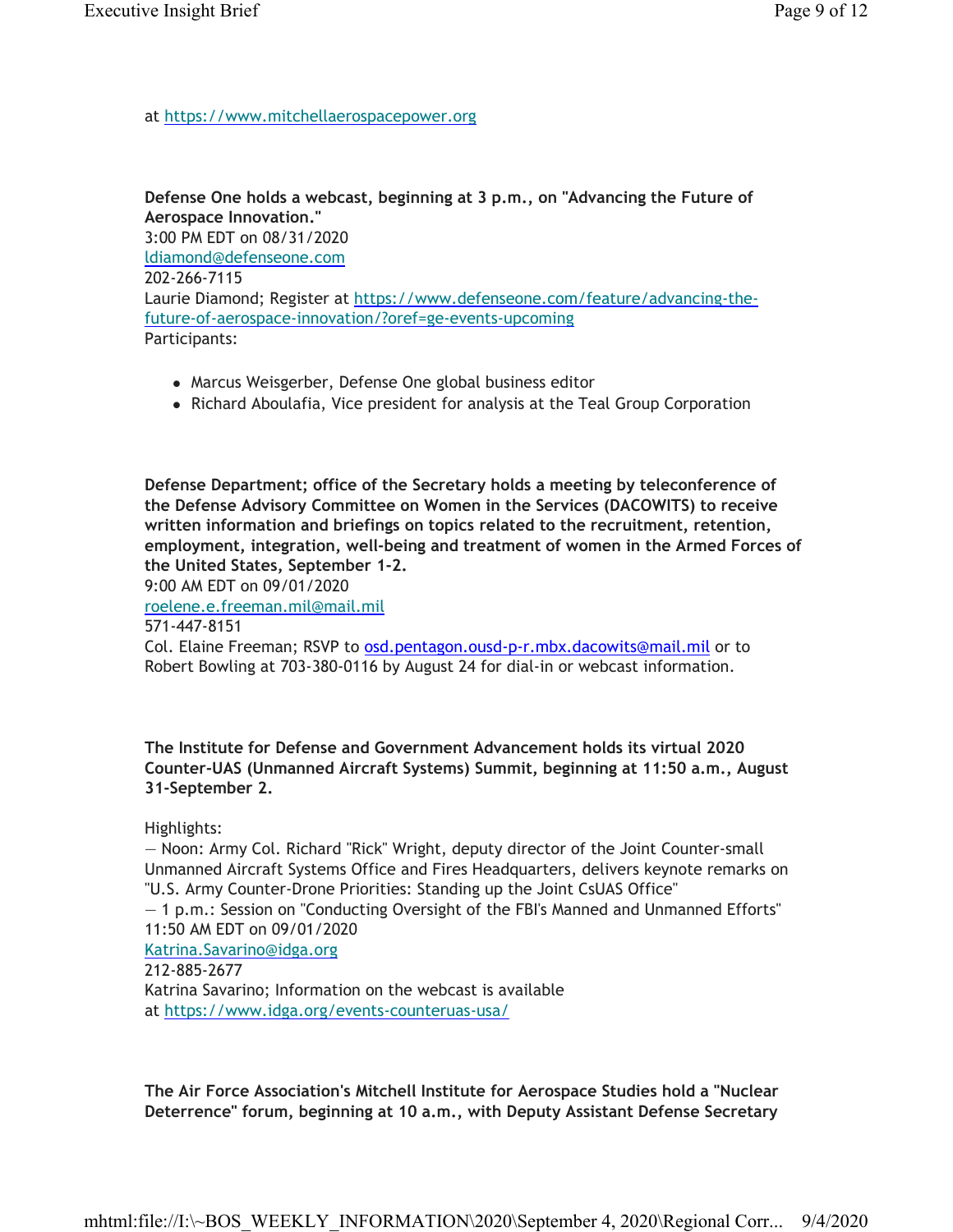at https://www.mitchellaerospacepower.org

**Defense One holds a webcast, beginning at 3 p.m., on "Advancing the Future of Aerospace Innovation."**
3:00 PM EDT on 08/31/2020
ldiamond@defenseone.com
202-266-7115
Laurie Diamond; Register at https://www.defenseone.com/feature/advancing-the-future-of-aerospace-innovation/?oref=ge-events-upcoming
Participants:

- Marcus Weisgerber, Defense One global business editor
- Richard Aboulafia, Vice president for analysis at the Teal Group Corporation

**Defense Department; office of the Secretary holds a meeting by teleconference of the Defense Advisory Committee on Women in the Services (DACOWITS) to receive written information and briefings on topics related to the recruitment, retention, employment, integration, well-being and treatment of women in the Armed Forces of the United States, September 1-2.**
9:00 AM EDT on 09/01/2020
roelene.e.freeman.mil@mail.mil
571-447-8151
Col. Elaine Freeman; RSVP to osd.pentagon.ousd-p-r.mbx.dacowits@mail.mil or to Robert Bowling at 703-380-0116 by August 24 for dial-in or webcast information.

**The Institute for Defense and Government Advancement holds its virtual 2020 Counter-UAS (Unmanned Aircraft Systems) Summit, beginning at 11:50 a.m., August 31-September 2.**

Highlights:
— Noon: Army Col. Richard "Rick" Wright, deputy director of the Joint Counter-small Unmanned Aircraft Systems Office and Fires Headquarters, delivers keynote remarks on "U.S. Army Counter-Drone Priorities: Standing up the Joint CsUAS Office"
— 1 p.m.: Session on "Conducting Oversight of the FBI's Manned and Unmanned Efforts"
11:50 AM EDT on 09/01/2020
Katrina.Savarino@idga.org
212-885-2677
Katrina Savarino; Information on the webcast is available at https://www.idga.org/events-counteruas-usa/

**The Air Force Association's Mitchell Institute for Aerospace Studies hold a "Nuclear Deterrence" forum, beginning at 10 a.m., with Deputy Assistant Defense Secretary**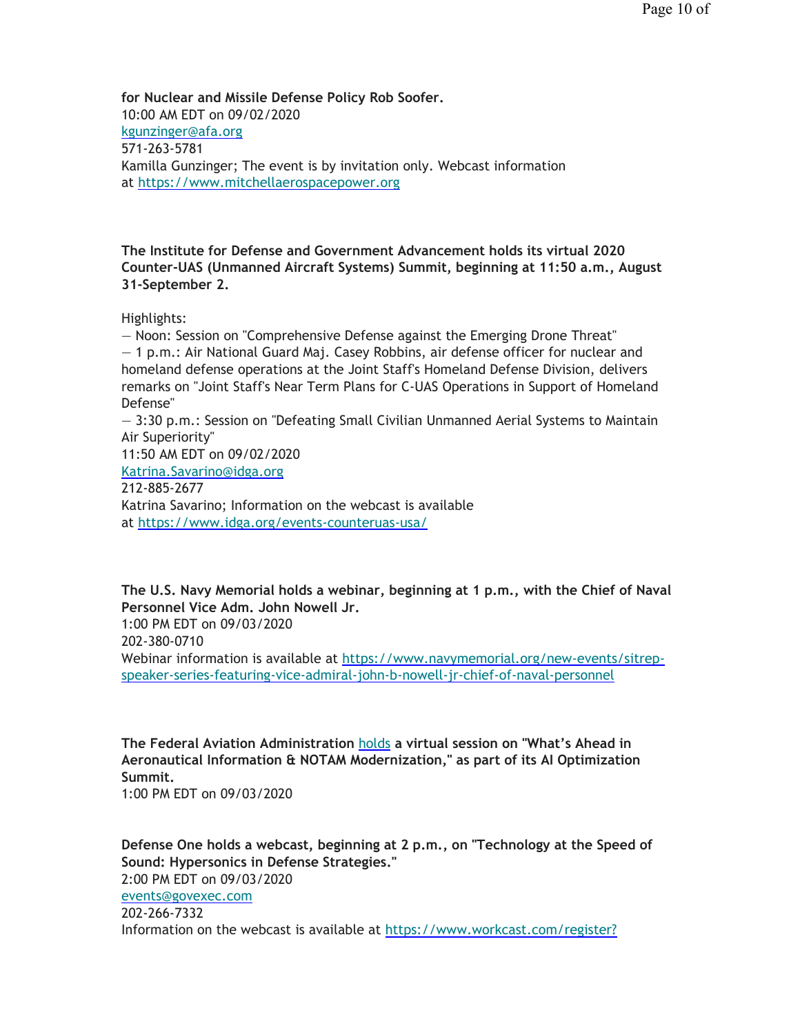**for Nuclear and Missile Defense Policy Rob Soofer.**
10:00 AM EDT on 09/02/2020
kgunzinger@afa.org
571-263-5781
Kamilla Gunzinger; The event is by invitation only. Webcast information at https://www.mitchellaerospacepower.org

**The Institute for Defense and Government Advancement holds its virtual 2020 Counter-UAS (Unmanned Aircraft Systems) Summit, beginning at 11:50 a.m., August 31-September 2.**

Highlights:
— Noon: Session on "Comprehensive Defense against the Emerging Drone Threat"
— 1 p.m.: Air National Guard Maj. Casey Robbins, air defense officer for nuclear and homeland defense operations at the Joint Staff's Homeland Defense Division, delivers remarks on "Joint Staff's Near Term Plans for C-UAS Operations in Support of Homeland Defense"
— 3:30 p.m.: Session on "Defeating Small Civilian Unmanned Aerial Systems to Maintain Air Superiority"
11:50 AM EDT on 09/02/2020
Katrina.Savarino@idga.org
212-885-2677
Katrina Savarino; Information on the webcast is available at https://www.idga.org/events-counteruas-usa/

**The U.S. Navy Memorial holds a webinar, beginning at 1 p.m., with the Chief of Naval Personnel Vice Adm. John Nowell Jr.**
1:00 PM EDT on 09/03/2020
202-380-0710
Webinar information is available at https://www.navymemorial.org/new-events/sitrep-speaker-series-featuring-vice-admiral-john-b-nowell-jr-chief-of-naval-personnel

**The Federal Aviation Administration holds a virtual session on "What's Ahead in Aeronautical Information & NOTAM Modernization," as part of its AI Optimization Summit.**
1:00 PM EDT on 09/03/2020

**Defense One holds a webcast, beginning at 2 p.m., on "Technology at the Speed of Sound: Hypersonics in Defense Strategies."**
2:00 PM EDT on 09/03/2020
events@govexec.com
202-266-7332
Information on the webcast is available at https://www.workcast.com/register?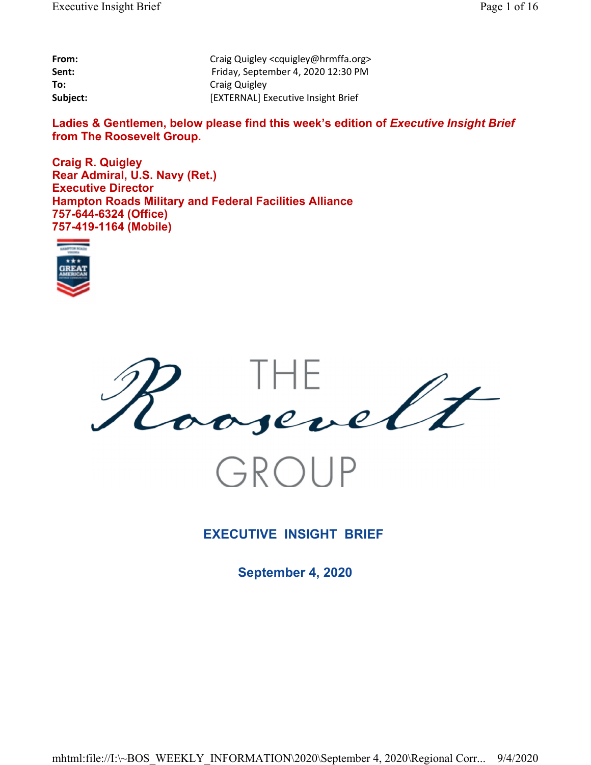| | |
|---|---|
| **From:** | Craig Quigley <cquigley@hrmffa.org> |
| **Sent:** | Friday, September 4, 2020 12:30 PM |
| **To:** | Craig Quigley |
| **Subject:** | [EXTERNAL] Executive Insight Brief |

**Ladies & Gentlemen, below please find this week's edition of *Executive Insight Brief* from The Roosevelt Group.**

**Craig R. Quigley**
**Rear Admiral, U.S. Navy (Ret.)**
**Executive Director**
**Hampton Roads Military and Federal Facilities Alliance**
**757-644-6324 (Office)**
**757-419-1164 (Mobile)**

THE Roosevelt GROUP

## EXECUTIVE INSIGHT BRIEF

### September 4, 2020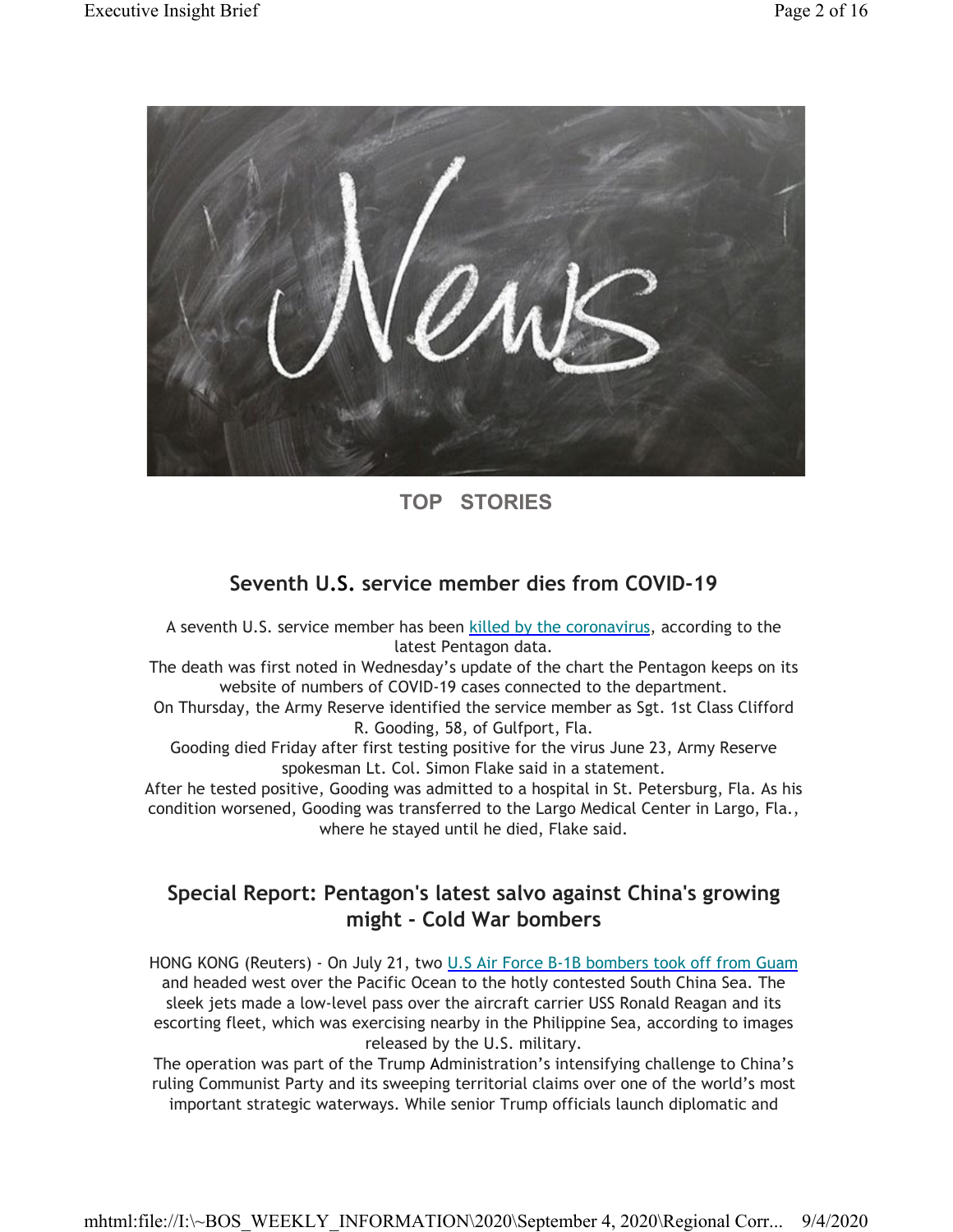**TOP STORIES**

## Seventh U.S. service member dies from COVID-19

A seventh U.S. service member has been killed by the coronavirus, according to the latest Pentagon data.

The death was first noted in Wednesday's update of the chart the Pentagon keeps on its website of numbers of COVID-19 cases connected to the department.

On Thursday, the Army Reserve identified the service member as Sgt. 1st Class Clifford R. Gooding, 58, of Gulfport, Fla.

Gooding died Friday after first testing positive for the virus June 23, Army Reserve spokesman Lt. Col. Simon Flake said in a statement.

After he tested positive, Gooding was admitted to a hospital in St. Petersburg, Fla. As his condition worsened, Gooding was transferred to the Largo Medical Center in Largo, Fla., where he stayed until he died, Flake said.

## Special Report: Pentagon's latest salvo against China's growing might - Cold War bombers

HONG KONG (Reuters) - On July 21, two U.S Air Force B-1B bombers took off from Guam and headed west over the Pacific Ocean to the hotly contested South China Sea. The sleek jets made a low-level pass over the aircraft carrier USS Ronald Reagan and its escorting fleet, which was exercising nearby in the Philippine Sea, according to images released by the U.S. military.

The operation was part of the Trump Administration's intensifying challenge to China's ruling Communist Party and its sweeping territorial claims over one of the world's most important strategic waterways. While senior Trump officials launch diplomatic and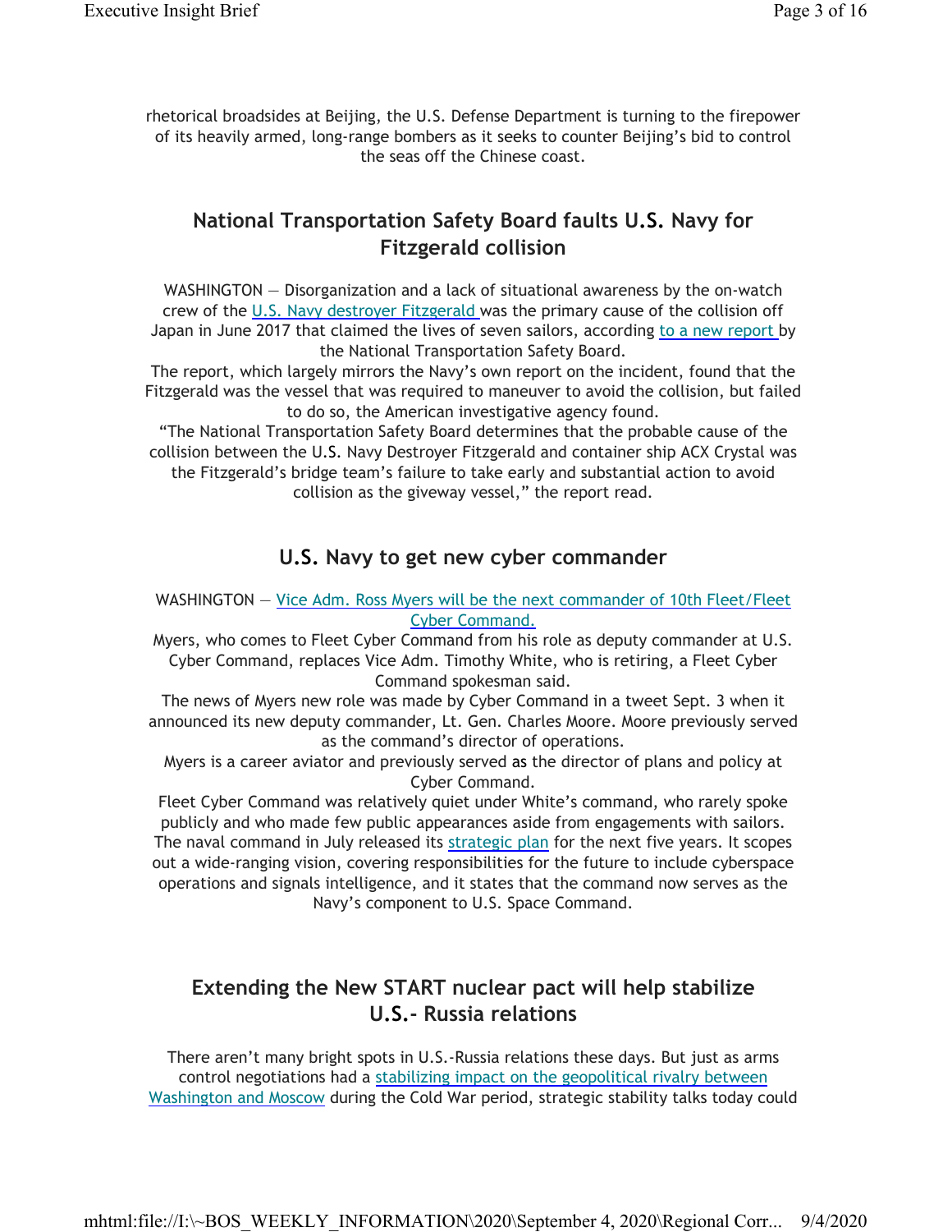rhetorical broadsides at Beijing, the U.S. Defense Department is turning to the firepower of its heavily armed, long-range bombers as it seeks to counter Beijing's bid to control the seas off the Chinese coast.

## National Transportation Safety Board faults U.S. Navy for Fitzgerald collision

WASHINGTON — Disorganization and a lack of situational awareness by the on-watch crew of the U.S. Navy destroyer Fitzgerald was the primary cause of the collision off Japan in June 2017 that claimed the lives of seven sailors, according to a new report by the National Transportation Safety Board.

The report, which largely mirrors the Navy's own report on the incident, found that the Fitzgerald was the vessel that was required to maneuver to avoid the collision, but failed to do so, the American investigative agency found.

"The National Transportation Safety Board determines that the probable cause of the collision between the U.S. Navy Destroyer Fitzgerald and container ship ACX Crystal was the Fitzgerald's bridge team's failure to take early and substantial action to avoid collision as the giveway vessel," the report read.

## U.S. Navy to get new cyber commander

WASHINGTON — Vice Adm. Ross Myers will be the next commander of 10th Fleet/Fleet Cyber Command.

Myers, who comes to Fleet Cyber Command from his role as deputy commander at U.S. Cyber Command, replaces Vice Adm. Timothy White, who is retiring, a Fleet Cyber Command spokesman said.

The news of Myers new role was made by Cyber Command in a tweet Sept. 3 when it announced its new deputy commander, Lt. Gen. Charles Moore. Moore previously served as the command's director of operations.

Myers is a career aviator and previously served as the director of plans and policy at Cyber Command.

Fleet Cyber Command was relatively quiet under White's command, who rarely spoke publicly and who made few public appearances aside from engagements with sailors.

The naval command in July released its strategic plan for the next five years. It scopes out a wide-ranging vision, covering responsibilities for the future to include cyberspace operations and signals intelligence, and it states that the command now serves as the Navy's component to U.S. Space Command.

## Extending the New START nuclear pact will help stabilize U.S.- Russia relations

There aren't many bright spots in U.S.-Russia relations these days. But just as arms control negotiations had a stabilizing impact on the geopolitical rivalry between Washington and Moscow during the Cold War period, strategic stability talks today could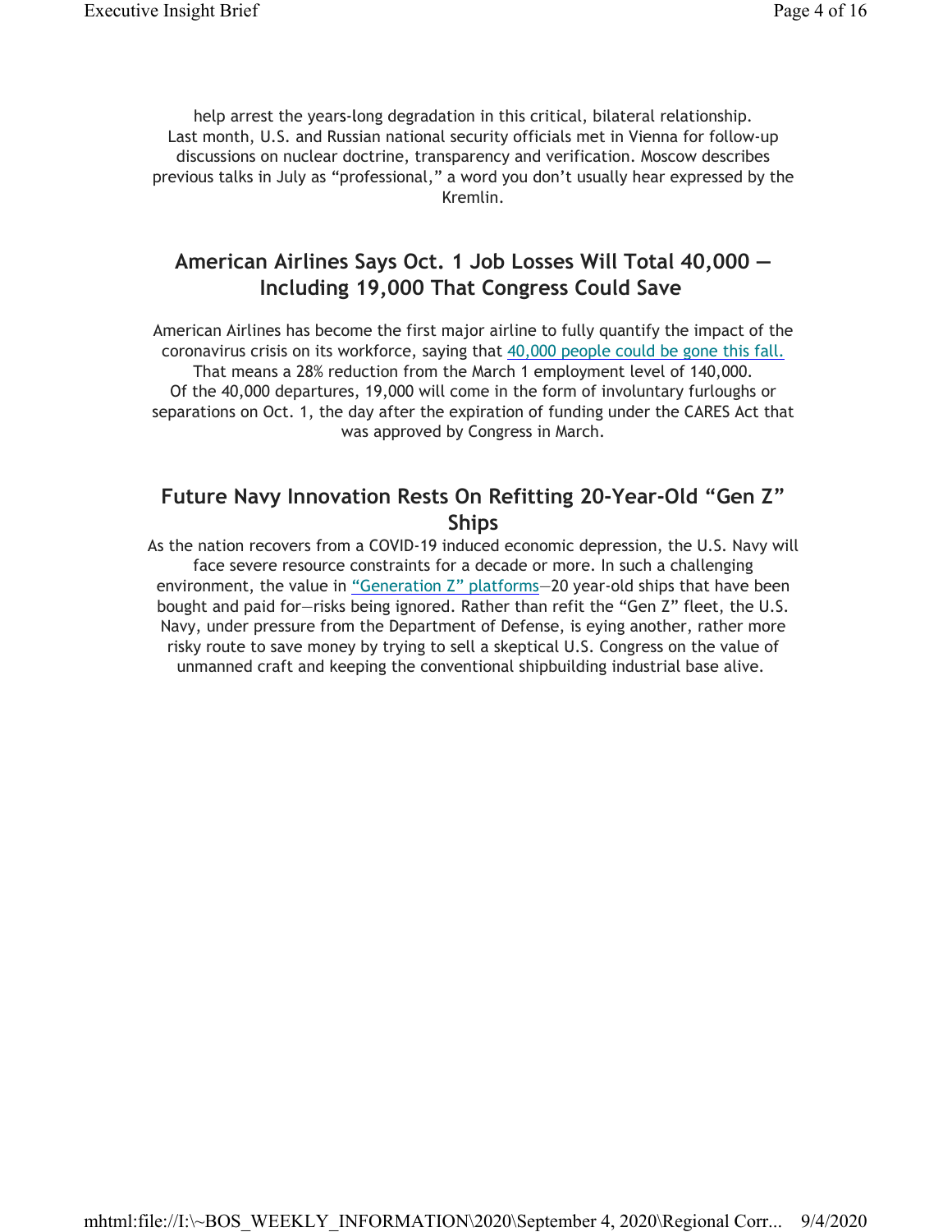help arrest the years-long degradation in this critical, bilateral relationship. Last month, U.S. and Russian national security officials met in Vienna for follow-up discussions on nuclear doctrine, transparency and verification. Moscow describes previous talks in July as "professional," a word you don't usually hear expressed by the Kremlin.

## American Airlines Says Oct. 1 Job Losses Will Total 40,000 — Including 19,000 That Congress Could Save

American Airlines has become the first major airline to fully quantify the impact of the coronavirus crisis on its workforce, saying that [40,000 people could be gone this fall.](#) That means a 28% reduction from the March 1 employment level of 140,000. Of the 40,000 departures, 19,000 will come in the form of involuntary furloughs or separations on Oct. 1, the day after the expiration of funding under the CARES Act that was approved by Congress in March.

## Future Navy Innovation Rests On Refitting 20-Year-Old "Gen Z" Ships

As the nation recovers from a COVID-19 induced economic depression, the U.S. Navy will face severe resource constraints for a decade or more. In such a challenging environment, the value in ["Generation Z" platforms](#)—20 year-old ships that have been bought and paid for—risks being ignored. Rather than refit the "Gen Z" fleet, the U.S. Navy, under pressure from the Department of Defense, is eying another, rather more risky route to save money by trying to sell a skeptical U.S. Congress on the value of unmanned craft and keeping the conventional shipbuilding industrial base alive.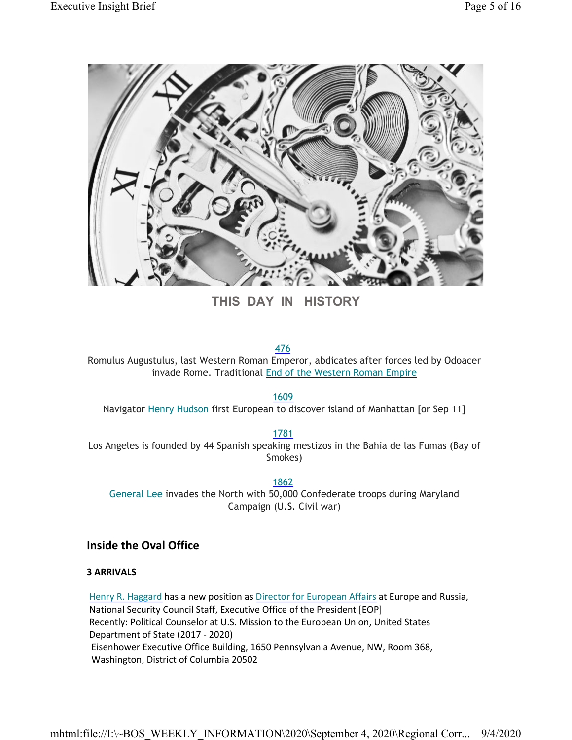## THIS DAY IN HISTORY

476
Romulus Augustulus, last Western Roman Emperor, abdicates after forces led by Odoacer invade Rome. Traditional End of the Western Roman Empire

1609
Navigator Henry Hudson first European to discover island of Manhattan [or Sep 11]

1781
Los Angeles is founded by 44 Spanish speaking mestizos in the Bahia de las Fumas (Bay of Smokes)

1862
General Lee invades the North with 50,000 Confederate troops during Maryland Campaign (U.S. Civil war)

## Inside the Oval Office

### 3 ARRIVALS

Henry R. Haggard has a new position as Director for European Affairs at Europe and Russia, National Security Council Staff, Executive Office of the President [EOP]
Recently: Political Counselor at U.S. Mission to the European Union, United States Department of State (2017 - 2020)
Eisenhower Executive Office Building, 1650 Pennsylvania Avenue, NW, Room 368, Washington, District of Columbia 20502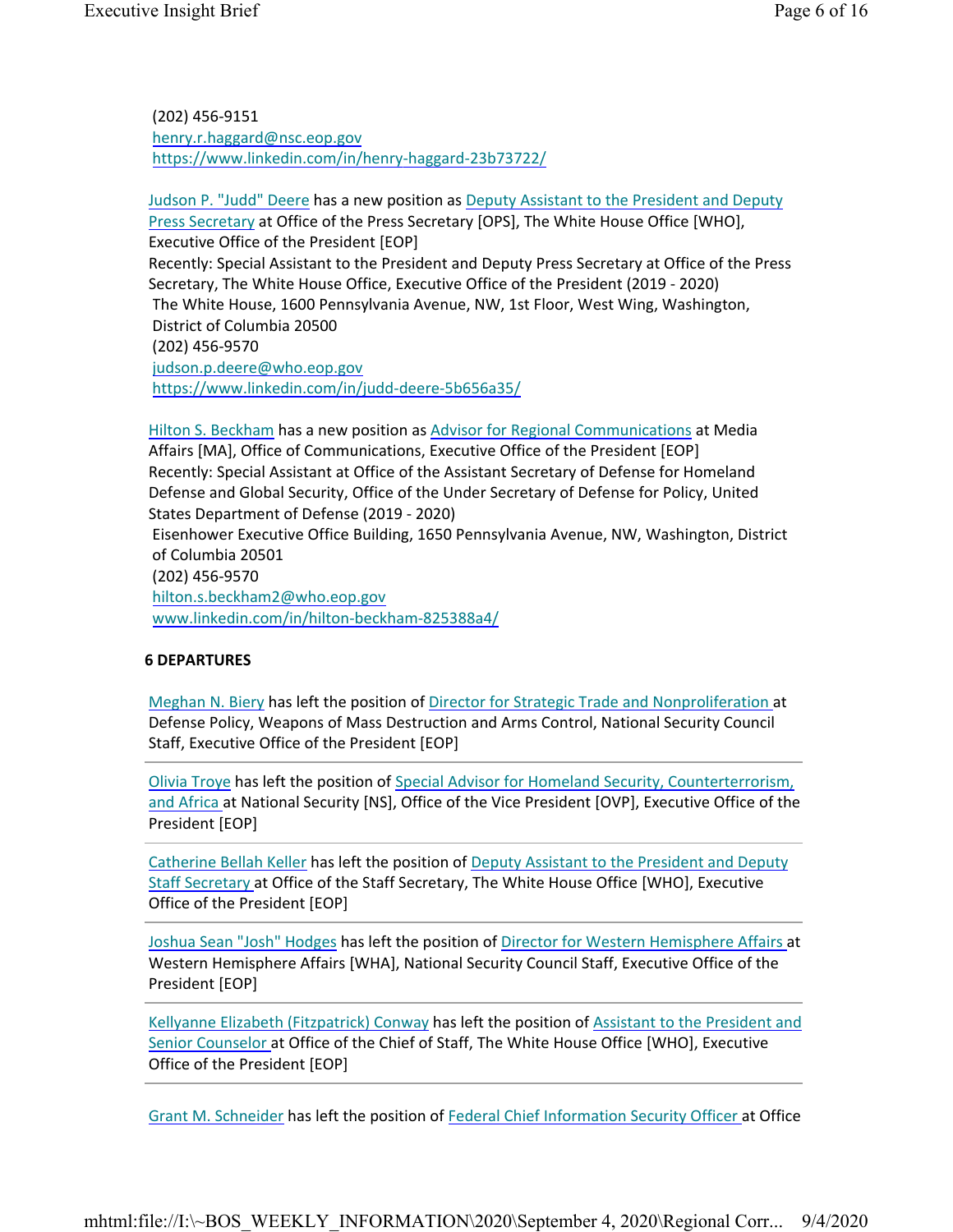(202) 456-9151
henry.r.haggard@nsc.eop.gov
https://www.linkedin.com/in/henry-haggard-23b73722/

Judson P. "Judd" Deere has a new position as Deputy Assistant to the President and Deputy Press Secretary at Office of the Press Secretary [OPS], The White House Office [WHO], Executive Office of the President [EOP]
Recently: Special Assistant to the President and Deputy Press Secretary at Office of the Press Secretary, The White House Office, Executive Office of the President (2019 - 2020)
The White House, 1600 Pennsylvania Avenue, NW, 1st Floor, West Wing, Washington, District of Columbia 20500
(202) 456-9570
judson.p.deere@who.eop.gov
https://www.linkedin.com/in/judd-deere-5b656a35/

Hilton S. Beckham has a new position as Advisor for Regional Communications at Media Affairs [MA], Office of Communications, Executive Office of the President [EOP]
Recently: Special Assistant at Office of the Assistant Secretary of Defense for Homeland Defense and Global Security, Office of the Under Secretary of Defense for Policy, United States Department of Defense (2019 - 2020)
Eisenhower Executive Office Building, 1650 Pennsylvania Avenue, NW, Washington, District of Columbia 20501
(202) 456-9570
hilton.s.beckham2@who.eop.gov
www.linkedin.com/in/hilton-beckham-825388a4/

**6 DEPARTURES**

Meghan N. Biery has left the position of Director for Strategic Trade and Nonproliferation at Defense Policy, Weapons of Mass Destruction and Arms Control, National Security Council Staff, Executive Office of the President [EOP]

---

Olivia Troye has left the position of Special Advisor for Homeland Security, Counterterrorism, and Africa at National Security [NS], Office of the Vice President [OVP], Executive Office of the President [EOP]

---

Catherine Bellah Keller has left the position of Deputy Assistant to the President and Deputy Staff Secretary at Office of the Staff Secretary, The White House Office [WHO], Executive Office of the President [EOP]

---

Joshua Sean "Josh" Hodges has left the position of Director for Western Hemisphere Affairs at Western Hemisphere Affairs [WHA], National Security Council Staff, Executive Office of the President [EOP]

---

Kellyanne Elizabeth (Fitzpatrick) Conway has left the position of Assistant to the President and Senior Counselor at Office of the Chief of Staff, The White House Office [WHO], Executive Office of the President [EOP]

---

Grant M. Schneider has left the position of Federal Chief Information Security Officer at Office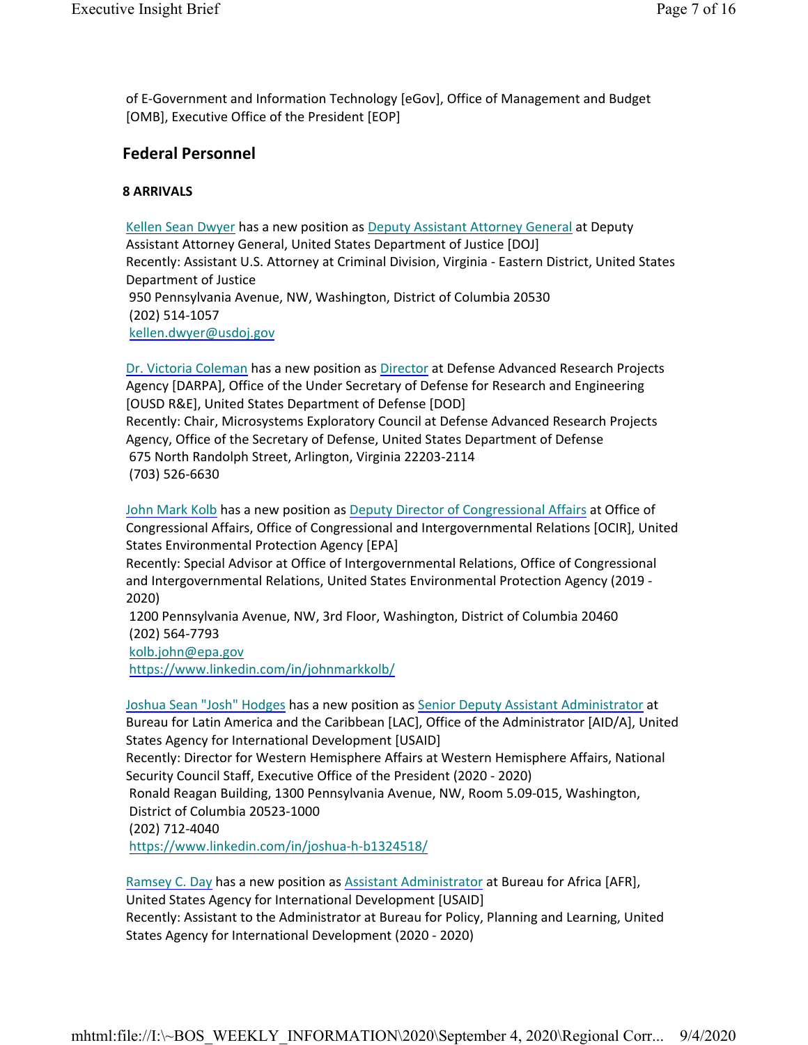of E-Government and Information Technology [eGov], Office of Management and Budget [OMB], Executive Office of the President [EOP]

## Federal Personnel

**8 ARRIVALS**

Kellen Sean Dwyer has a new position as Deputy Assistant Attorney General at Deputy Assistant Attorney General, United States Department of Justice [DOJ]
Recently: Assistant U.S. Attorney at Criminal Division, Virginia - Eastern District, United States Department of Justice
950 Pennsylvania Avenue, NW, Washington, District of Columbia 20530
(202) 514-1057
kellen.dwyer@usdoj.gov

Dr. Victoria Coleman has a new position as Director at Defense Advanced Research Projects Agency [DARPA], Office of the Under Secretary of Defense for Research and Engineering [OUSD R&E], United States Department of Defense [DOD]
Recently: Chair, Microsystems Exploratory Council at Defense Advanced Research Projects Agency, Office of the Secretary of Defense, United States Department of Defense
675 North Randolph Street, Arlington, Virginia 22203-2114
(703) 526-6630

John Mark Kolb has a new position as Deputy Director of Congressional Affairs at Office of Congressional Affairs, Office of Congressional and Intergovernmental Relations [OCIR], United States Environmental Protection Agency [EPA]
Recently: Special Advisor at Office of Intergovernmental Relations, Office of Congressional and Intergovernmental Relations, United States Environmental Protection Agency (2019 - 2020)
1200 Pennsylvania Avenue, NW, 3rd Floor, Washington, District of Columbia 20460
(202) 564-7793
kolb.john@epa.gov
https://www.linkedin.com/in/johnmarkkolb/

Joshua Sean "Josh" Hodges has a new position as Senior Deputy Assistant Administrator at Bureau for Latin America and the Caribbean [LAC], Office of the Administrator [AID/A], United States Agency for International Development [USAID]
Recently: Director for Western Hemisphere Affairs at Western Hemisphere Affairs, National Security Council Staff, Executive Office of the President (2020 - 2020)
Ronald Reagan Building, 1300 Pennsylvania Avenue, NW, Room 5.09-015, Washington, District of Columbia 20523-1000
(202) 712-4040
https://www.linkedin.com/in/joshua-h-b1324518/

Ramsey C. Day has a new position as Assistant Administrator at Bureau for Africa [AFR], United States Agency for International Development [USAID]
Recently: Assistant to the Administrator at Bureau for Policy, Planning and Learning, United States Agency for International Development (2020 - 2020)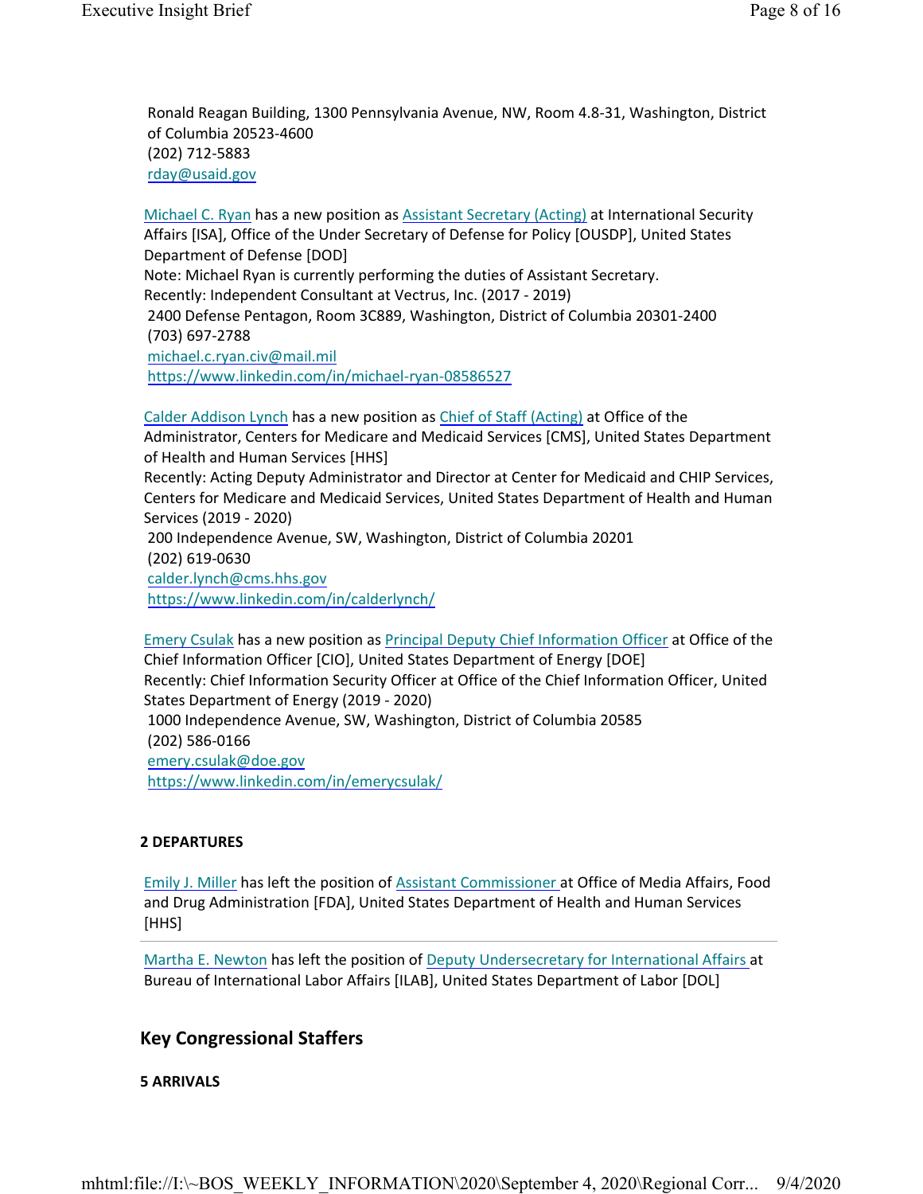Ronald Reagan Building, 1300 Pennsylvania Avenue, NW, Room 4.8-31, Washington, District of Columbia 20523-4600
(202) 712-5883
rday@usaid.gov

Michael C. Ryan has a new position as Assistant Secretary (Acting) at International Security Affairs [ISA], Office of the Under Secretary of Defense for Policy [OUSDP], United States Department of Defense [DOD]
Note: Michael Ryan is currently performing the duties of Assistant Secretary.
Recently: Independent Consultant at Vectrus, Inc. (2017 - 2019)
2400 Defense Pentagon, Room 3C889, Washington, District of Columbia 20301-2400
(703) 697-2788
michael.c.ryan.civ@mail.mil
https://www.linkedin.com/in/michael-ryan-08586527

Calder Addison Lynch has a new position as Chief of Staff (Acting) at Office of the Administrator, Centers for Medicare and Medicaid Services [CMS], United States Department of Health and Human Services [HHS]
Recently: Acting Deputy Administrator and Director at Center for Medicaid and CHIP Services, Centers for Medicare and Medicaid Services, United States Department of Health and Human Services (2019 - 2020)
200 Independence Avenue, SW, Washington, District of Columbia 20201
(202) 619-0630
calder.lynch@cms.hhs.gov
https://www.linkedin.com/in/calderlynch/

Emery Csulak has a new position as Principal Deputy Chief Information Officer at Office of the Chief Information Officer [CIO], United States Department of Energy [DOE]
Recently: Chief Information Security Officer at Office of the Chief Information Officer, United States Department of Energy (2019 - 2020)
1000 Independence Avenue, SW, Washington, District of Columbia 20585
(202) 586-0166
emery.csulak@doe.gov
https://www.linkedin.com/in/emerycsulak/

**2 DEPARTURES**

Emily J. Miller has left the position of Assistant Commissioner at Office of Media Affairs, Food and Drug Administration [FDA], United States Department of Health and Human Services [HHS]

---

Martha E. Newton has left the position of Deputy Undersecretary for International Affairs at Bureau of International Labor Affairs [ILAB], United States Department of Labor [DOL]

## Key Congressional Staffers

**5 ARRIVALS**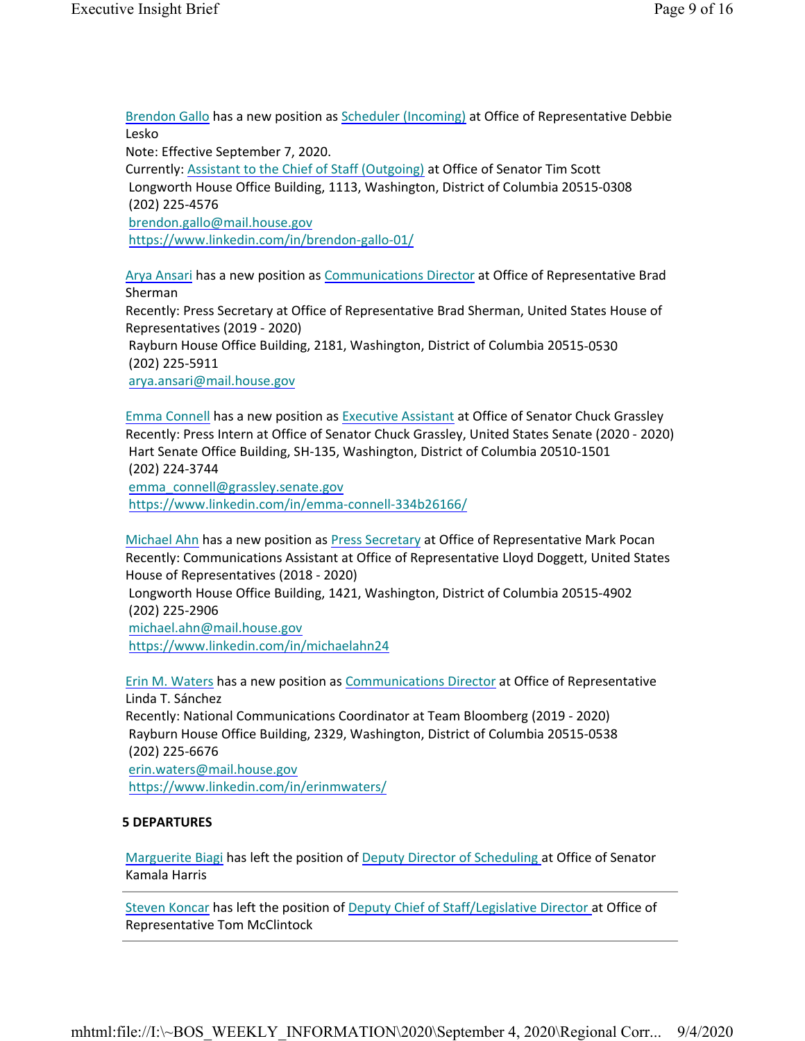Brendon Gallo has a new position as Scheduler (Incoming) at Office of Representative Debbie Lesko
Note: Effective September 7, 2020.
Currently: Assistant to the Chief of Staff (Outgoing) at Office of Senator Tim Scott
Longworth House Office Building, 1113, Washington, District of Columbia 20515-0308
(202) 225-4576
brendon.gallo@mail.house.gov
https://www.linkedin.com/in/brendon-gallo-01/

Arya Ansari has a new position as Communications Director at Office of Representative Brad Sherman
Recently: Press Secretary at Office of Representative Brad Sherman, United States House of Representatives (2019 - 2020)
Rayburn House Office Building, 2181, Washington, District of Columbia 20515-0530
(202) 225-5911
arya.ansari@mail.house.gov

Emma Connell has a new position as Executive Assistant at Office of Senator Chuck Grassley
Recently: Press Intern at Office of Senator Chuck Grassley, United States Senate (2020 - 2020)
Hart Senate Office Building, SH-135, Washington, District of Columbia 20510-1501
(202) 224-3744
emma_connell@grassley.senate.gov
https://www.linkedin.com/in/emma-connell-334b26166/

Michael Ahn has a new position as Press Secretary at Office of Representative Mark Pocan
Recently: Communications Assistant at Office of Representative Lloyd Doggett, United States House of Representatives (2018 - 2020)
Longworth House Office Building, 1421, Washington, District of Columbia 20515-4902
(202) 225-2906
michael.ahn@mail.house.gov
https://www.linkedin.com/in/michaelahn24

Erin M. Waters has a new position as Communications Director at Office of Representative Linda T. Sánchez
Recently: National Communications Coordinator at Team Bloomberg (2019 - 2020)
Rayburn House Office Building, 2329, Washington, District of Columbia 20515-0538
(202) 225-6676
erin.waters@mail.house.gov
https://www.linkedin.com/in/erinmwaters/

**5 DEPARTURES**

Marguerite Biagi has left the position of Deputy Director of Scheduling at Office of Senator Kamala Harris

---

Steven Koncar has left the position of Deputy Chief of Staff/Legislative Director at Office of Representative Tom McClintock

---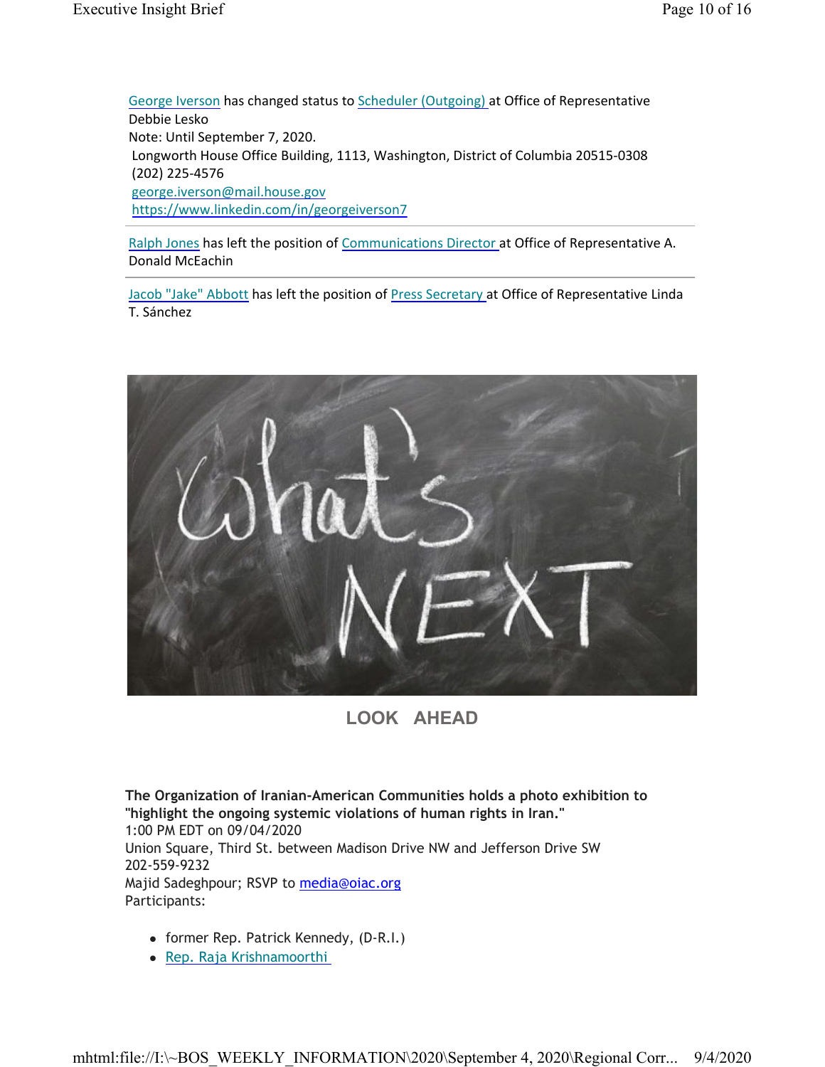George Iverson has changed status to Scheduler (Outgoing) at Office of Representative Debbie Lesko
Note: Until September 7, 2020.
Longworth House Office Building, 1113, Washington, District of Columbia 20515-0308
(202) 225-4576
george.iverson@mail.house.gov
https://www.linkedin.com/in/georgeiverson7

---

Ralph Jones has left the position of Communications Director at Office of Representative A. Donald McEachin

---

Jacob "Jake" Abbott has left the position of Press Secretary at Office of Representative Linda T. Sánchez

## LOOK AHEAD

**The Organization of Iranian-American Communities holds a photo exhibition to "highlight the ongoing systemic violations of human rights in Iran."**
1:00 PM EDT on 09/04/2020
Union Square, Third St. between Madison Drive NW and Jefferson Drive SW
202-559-9232
Majid Sadeghpour; RSVP to media@oiac.org
Participants:

- former Rep. Patrick Kennedy, (D-R.I.)
- Rep. Raja Krishnamoorthi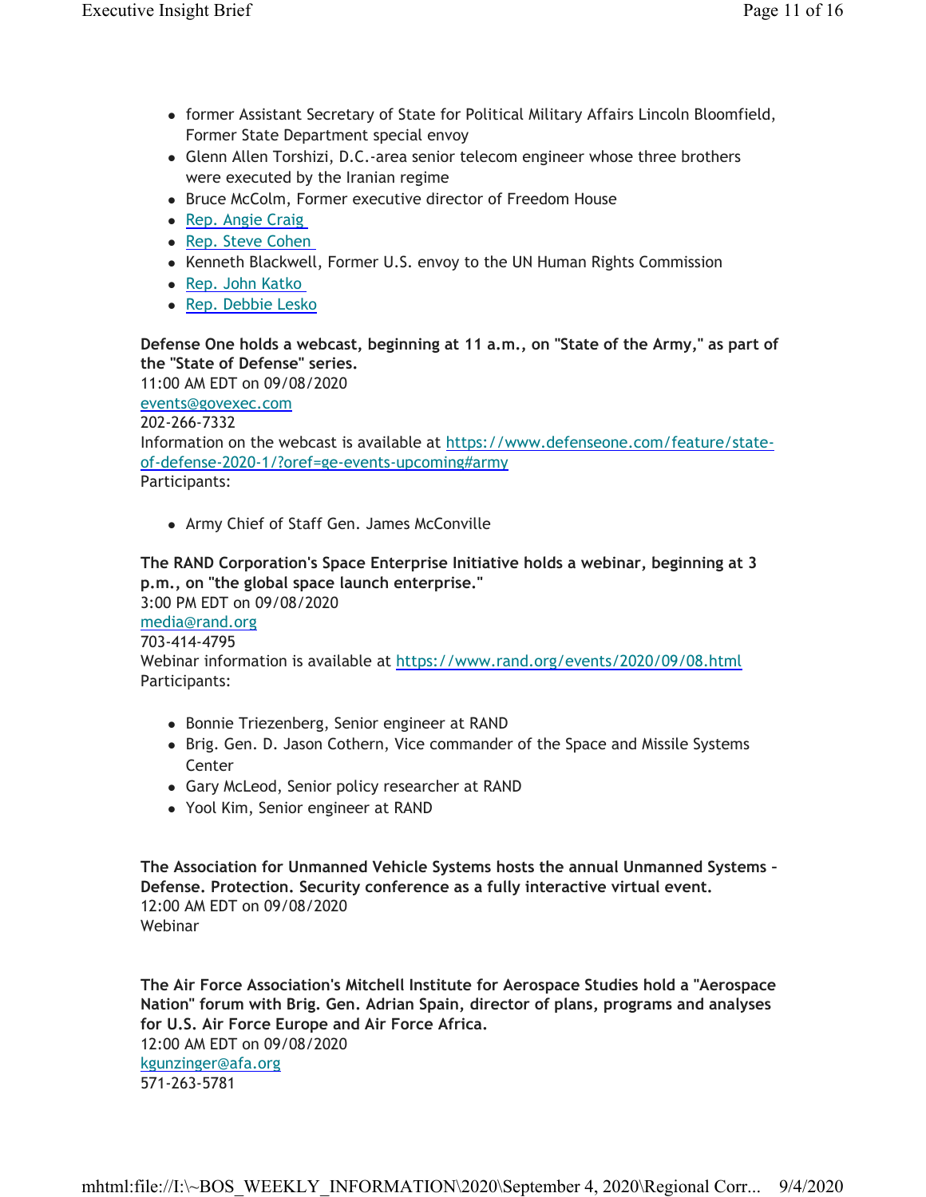- former Assistant Secretary of State for Political Military Affairs Lincoln Bloomfield, Former State Department special envoy
- Glenn Allen Torshizi, D.C.-area senior telecom engineer whose three brothers were executed by the Iranian regime
- Bruce McColm, Former executive director of Freedom House
- Rep. Angie Craig
- Rep. Steve Cohen
- Kenneth Blackwell, Former U.S. envoy to the UN Human Rights Commission
- Rep. John Katko
- Rep. Debbie Lesko

**Defense One holds a webcast, beginning at 11 a.m., on "State of the Army," as part of the "State of Defense" series.**
11:00 AM EDT on 09/08/2020
events@govexec.com
202-266-7332
Information on the webcast is available at https://www.defenseone.com/feature/state-of-defense-2020-1/?oref=ge-events-upcoming#army
Participants:

- Army Chief of Staff Gen. James McConville

**The RAND Corporation's Space Enterprise Initiative holds a webinar, beginning at 3 p.m., on "the global space launch enterprise."**
3:00 PM EDT on 09/08/2020
media@rand.org
703-414-4795
Webinar information is available at https://www.rand.org/events/2020/09/08.html
Participants:

- Bonnie Triezenberg, Senior engineer at RAND
- Brig. Gen. D. Jason Cothern, Vice commander of the Space and Missile Systems Center
- Gary McLeod, Senior policy researcher at RAND
- Yool Kim, Senior engineer at RAND

**The Association for Unmanned Vehicle Systems hosts the annual Unmanned Systems – Defense. Protection. Security conference as a fully interactive virtual event.**
12:00 AM EDT on 09/08/2020
Webinar

**The Air Force Association's Mitchell Institute for Aerospace Studies hold a "Aerospace Nation" forum with Brig. Gen. Adrian Spain, director of plans, programs and analyses for U.S. Air Force Europe and Air Force Africa.**
12:00 AM EDT on 09/08/2020
kgunzinger@afa.org
571-263-5781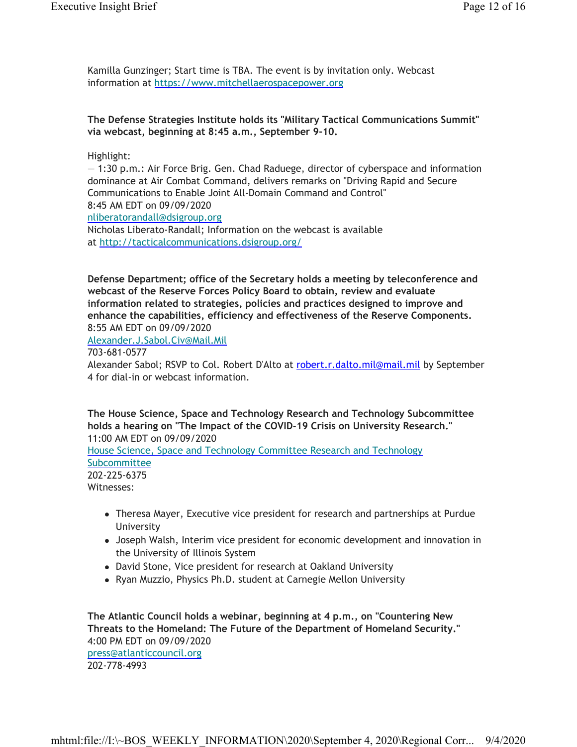Kamilla Gunzinger; Start time is TBA. The event is by invitation only. Webcast information at [https://www.mitchellaerospacepower.org](https://www.mitchellaerospacepower.org)

**The Defense Strategies Institute holds its "Military Tactical Communications Summit" via webcast, beginning at 8:45 a.m., September 9-10.**

Highlight:
— 1:30 p.m.: Air Force Brig. Gen. Chad Raduege, director of cyberspace and information dominance at Air Combat Command, delivers remarks on "Driving Rapid and Secure Communications to Enable Joint All-Domain Command and Control"
8:45 AM EDT on 09/09/2020
[nliberatorandall@dsigroup.org](mailto:nliberatorandall@dsigroup.org)
Nicholas Liberato-Randall; Information on the webcast is available at [http://tacticalcommunications.dsigroup.org/](http://tacticalcommunications.dsigroup.org/)

**Defense Department; office of the Secretary holds a meeting by teleconference and webcast of the Reserve Forces Policy Board to obtain, review and evaluate information related to strategies, policies and practices designed to improve and enhance the capabilities, efficiency and effectiveness of the Reserve Components.**
8:55 AM EDT on 09/09/2020
[Alexander.J.Sabol.Civ@Mail.Mil](mailto:Alexander.J.Sabol.Civ@Mail.Mil)
703-681-0577
Alexander Sabol; RSVP to Col. Robert D'Alto at [robert.r.dalto.mil@mail.mil](mailto:robert.r.dalto.mil@mail.mil) by September 4 for dial-in or webcast information.

**The House Science, Space and Technology Research and Technology Subcommittee holds a hearing on "The Impact of the COVID-19 Crisis on University Research."**
11:00 AM EDT on 09/09/2020
House Science, Space and Technology Committee Research and Technology Subcommittee
202-225-6375
Witnesses:

- Theresa Mayer, Executive vice president for research and partnerships at Purdue University
- Joseph Walsh, Interim vice president for economic development and innovation in the University of Illinois System
- David Stone, Vice president for research at Oakland University
- Ryan Muzzio, Physics Ph.D. student at Carnegie Mellon University

**The Atlantic Council holds a webinar, beginning at 4 p.m., on "Countering New Threats to the Homeland: The Future of the Department of Homeland Security."**
4:00 PM EDT on 09/09/2020
[press@atlanticcouncil.org](mailto:press@atlanticcouncil.org)
202-778-4993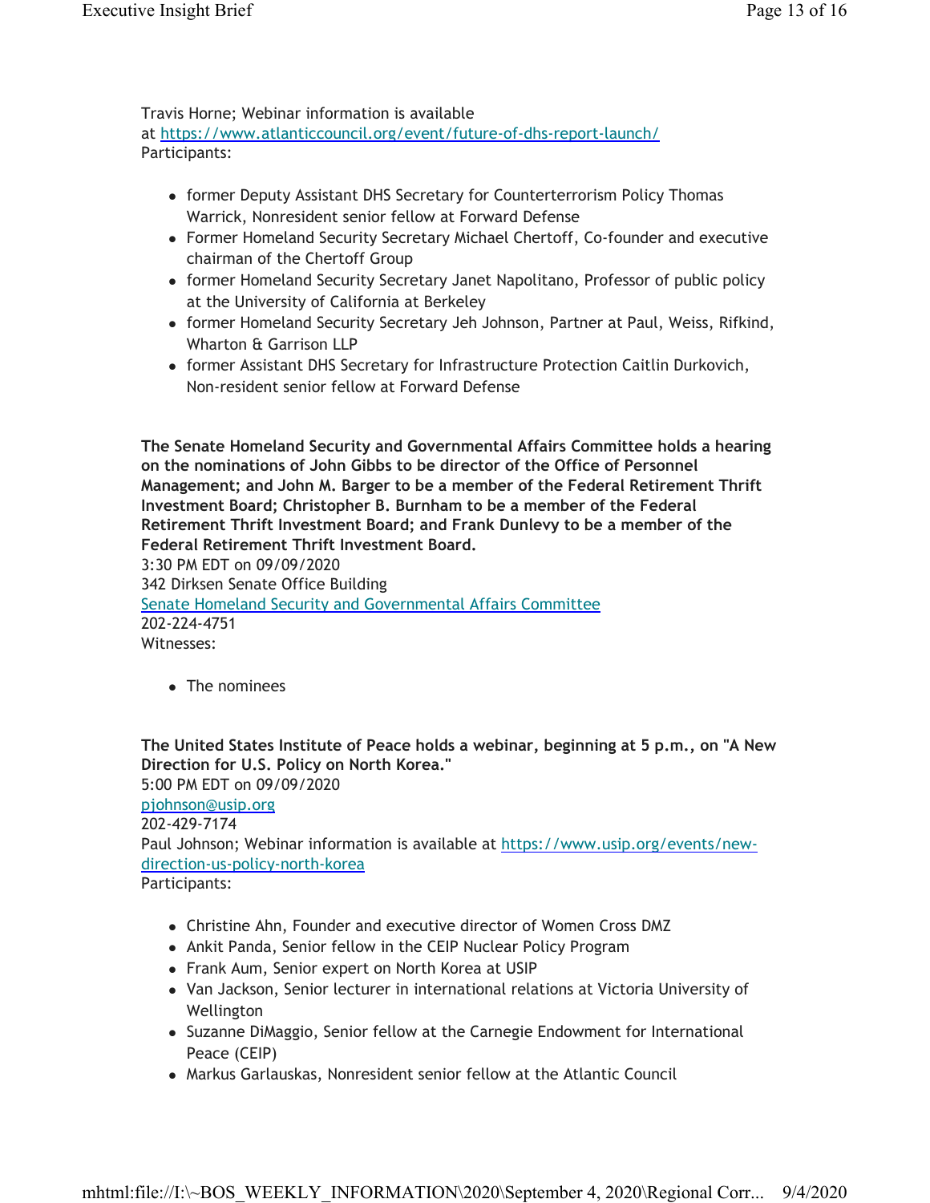Travis Horne; Webinar information is available at [https://www.atlanticcouncil.org/event/future-of-dhs-report-launch/](https://www.atlanticcouncil.org/event/future-of-dhs-report-launch/)
Participants:

- former Deputy Assistant DHS Secretary for Counterterrorism Policy Thomas Warrick, Nonresident senior fellow at Forward Defense
- Former Homeland Security Secretary Michael Chertoff, Co-founder and executive chairman of the Chertoff Group
- former Homeland Security Secretary Janet Napolitano, Professor of public policy at the University of California at Berkeley
- former Homeland Security Secretary Jeh Johnson, Partner at Paul, Weiss, Rifkind, Wharton & Garrison LLP
- former Assistant DHS Secretary for Infrastructure Protection Caitlin Durkovich, Non-resident senior fellow at Forward Defense

**The Senate Homeland Security and Governmental Affairs Committee holds a hearing on the nominations of John Gibbs to be director of the Office of Personnel Management; and John M. Barger to be a member of the Federal Retirement Thrift Investment Board; Christopher B. Burnham to be a member of the Federal Retirement Thrift Investment Board; and Frank Dunlevy to be a member of the Federal Retirement Thrift Investment Board.**
3:30 PM EDT on 09/09/2020
342 Dirksen Senate Office Building
[Senate Homeland Security and Governmental Affairs Committee]()
202-224-4751
Witnesses:

- The nominees

**The United States Institute of Peace holds a webinar, beginning at 5 p.m., on "A New Direction for U.S. Policy on North Korea."**
5:00 PM EDT on 09/09/2020
[pjohnson@usip.org](mailto:pjohnson@usip.org)
202-429-7174
Paul Johnson; Webinar information is available at [https://www.usip.org/events/new-direction-us-policy-north-korea](https://www.usip.org/events/new-direction-us-policy-north-korea)
Participants:

- Christine Ahn, Founder and executive director of Women Cross DMZ
- Ankit Panda, Senior fellow in the CEIP Nuclear Policy Program
- Frank Aum, Senior expert on North Korea at USIP
- Van Jackson, Senior lecturer in international relations at Victoria University of Wellington
- Suzanne DiMaggio, Senior fellow at the Carnegie Endowment for International Peace (CEIP)
- Markus Garlauskas, Nonresident senior fellow at the Atlantic Council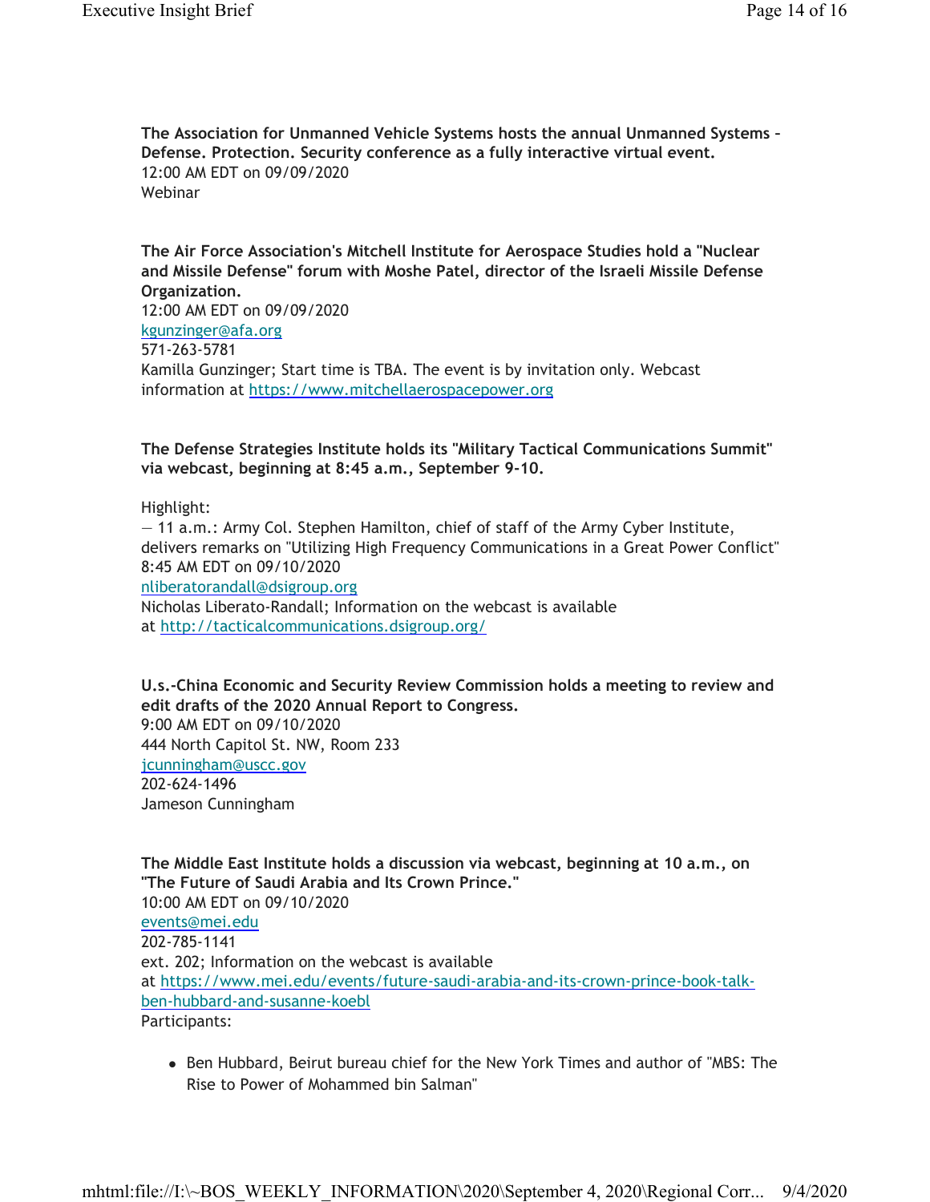**The Association for Unmanned Vehicle Systems hosts the annual Unmanned Systems - Defense. Protection. Security conference as a fully interactive virtual event.**
12:00 AM EDT on 09/09/2020
Webinar

**The Air Force Association's Mitchell Institute for Aerospace Studies hold a "Nuclear and Missile Defense" forum with Moshe Patel, director of the Israeli Missile Defense Organization.**
12:00 AM EDT on 09/09/2020
kgunzinger@afa.org
571-263-5781
Kamilla Gunzinger; Start time is TBA. The event is by invitation only. Webcast information at https://www.mitchellaerospacepower.org

**The Defense Strategies Institute holds its "Military Tactical Communications Summit" via webcast, beginning at 8:45 a.m., September 9-10.**

Highlight:
— 11 a.m.: Army Col. Stephen Hamilton, chief of staff of the Army Cyber Institute, delivers remarks on "Utilizing High Frequency Communications in a Great Power Conflict"
8:45 AM EDT on 09/10/2020
nliberatorandall@dsigroup.org
Nicholas Liberato-Randall; Information on the webcast is available at http://tacticalcommunications.dsigroup.org/

**U.s.-China Economic and Security Review Commission holds a meeting to review and edit drafts of the 2020 Annual Report to Congress.**
9:00 AM EDT on 09/10/2020
444 North Capitol St. NW, Room 233
jcunningham@uscc.gov
202-624-1496
Jameson Cunningham

**The Middle East Institute holds a discussion via webcast, beginning at 10 a.m., on "The Future of Saudi Arabia and Its Crown Prince."**
10:00 AM EDT on 09/10/2020
events@mei.edu
202-785-1141
ext. 202; Information on the webcast is available at https://www.mei.edu/events/future-saudi-arabia-and-its-crown-prince-book-talk-ben-hubbard-and-susanne-koebl
Participants:

- Ben Hubbard, Beirut bureau chief for the New York Times and author of "MBS: The Rise to Power of Mohammed bin Salman"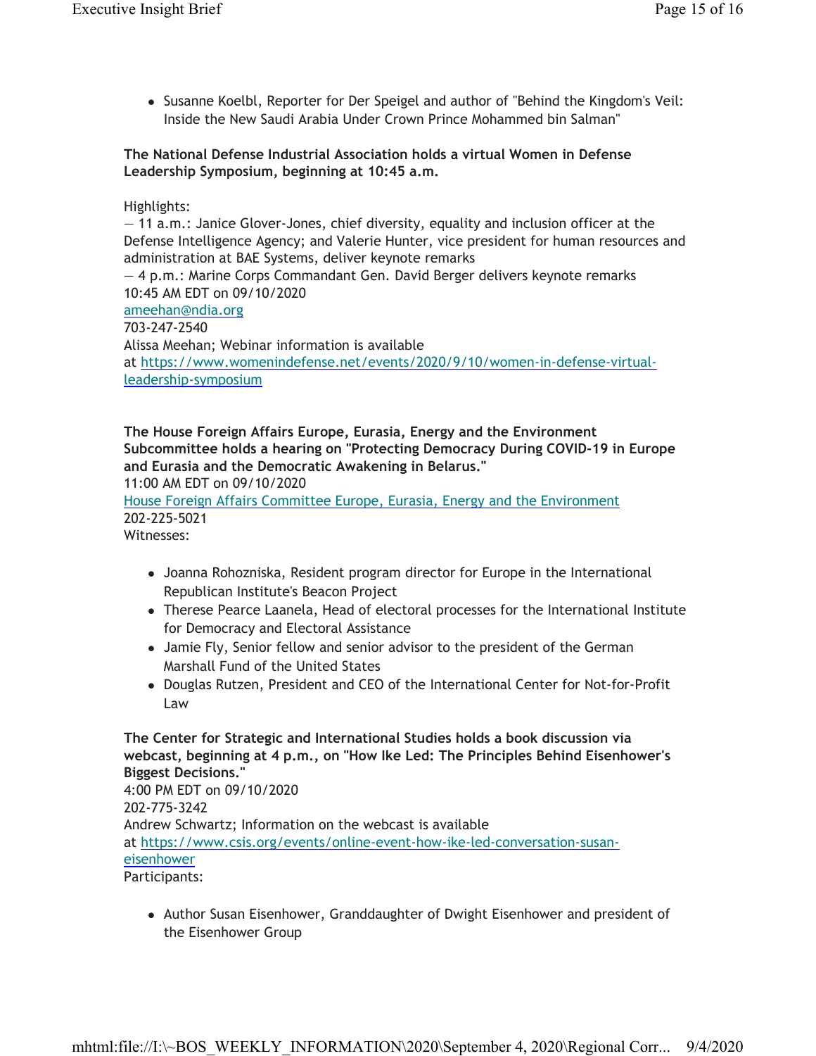- Susanne Koelbl, Reporter for Der Speigel and author of "Behind the Kingdom's Veil: Inside the New Saudi Arabia Under Crown Prince Mohammed bin Salman"

**The National Defense Industrial Association holds a virtual Women in Defense Leadership Symposium, beginning at 10:45 a.m.**

Highlights:
— 11 a.m.: Janice Glover-Jones, chief diversity, equality and inclusion officer at the Defense Intelligence Agency; and Valerie Hunter, vice president for human resources and administration at BAE Systems, deliver keynote remarks
— 4 p.m.: Marine Corps Commandant Gen. David Berger delivers keynote remarks
10:45 AM EDT on 09/10/2020
ameehan@ndia.org
703-247-2540
Alissa Meehan; Webinar information is available at https://www.womenindefense.net/events/2020/9/10/women-in-defense-virtual-leadership-symposium

**The House Foreign Affairs Europe, Eurasia, Energy and the Environment Subcommittee holds a hearing on "Protecting Democracy During COVID-19 in Europe and Eurasia and the Democratic Awakening in Belarus."**
11:00 AM EDT on 09/10/2020
House Foreign Affairs Committee Europe, Eurasia, Energy and the Environment
202-225-5021
Witnesses:

- Joanna Rohozniska, Resident program director for Europe in the International Republican Institute's Beacon Project
- Therese Pearce Laanela, Head of electoral processes for the International Institute for Democracy and Electoral Assistance
- Jamie Fly, Senior fellow and senior advisor to the president of the German Marshall Fund of the United States
- Douglas Rutzen, President and CEO of the International Center for Not-for-Profit Law

**The Center for Strategic and International Studies holds a book discussion via webcast, beginning at 4 p.m., on "How Ike Led: The Principles Behind Eisenhower's Biggest Decisions."**
4:00 PM EDT on 09/10/2020
202-775-3242
Andrew Schwartz; Information on the webcast is available at https://www.csis.org/events/online-event-how-ike-led-conversation-susan-eisenhower
Participants:

- Author Susan Eisenhower, Granddaughter of Dwight Eisenhower and president of the Eisenhower Group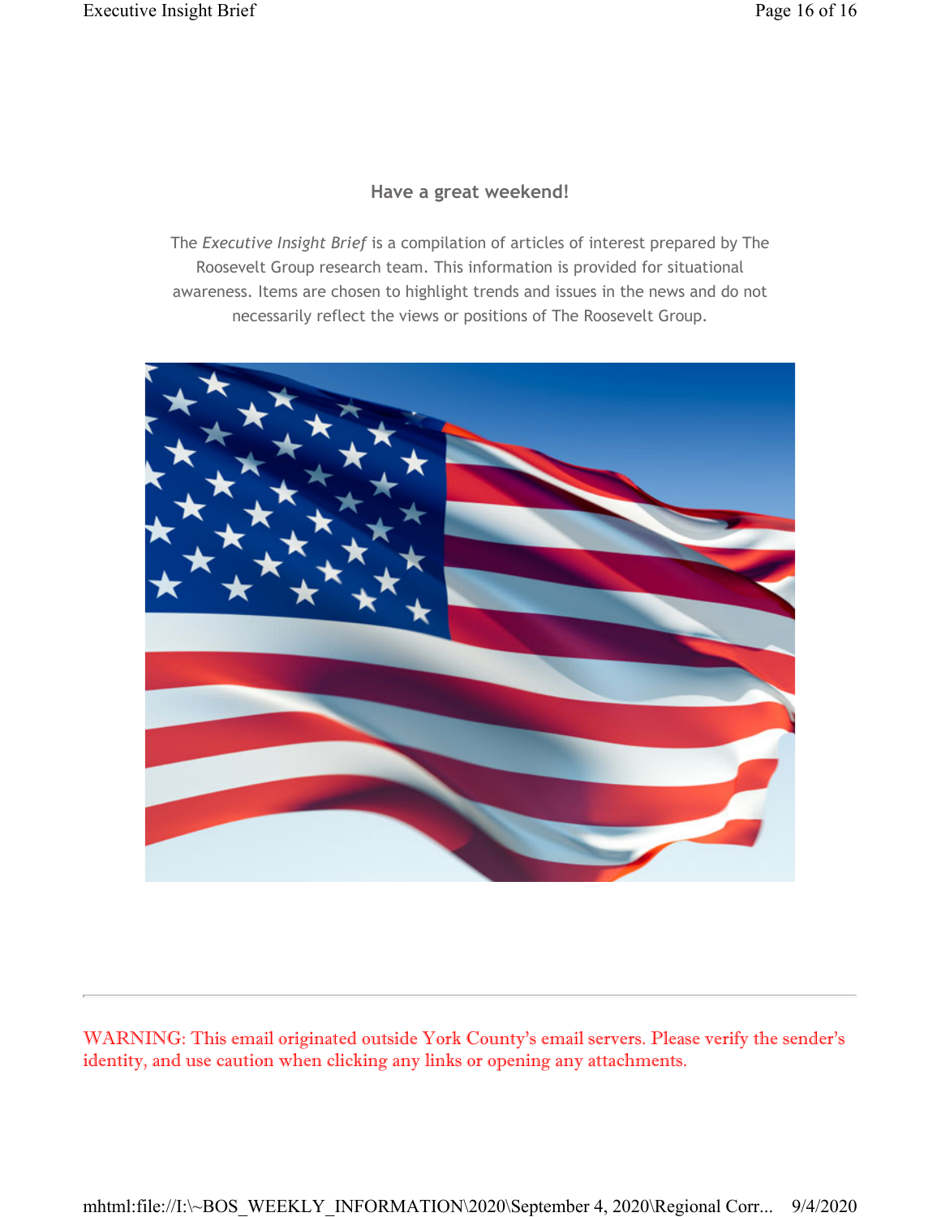**Have a great weekend!**

The *Executive Insight Brief* is a compilation of articles of interest prepared by The Roosevelt Group research team. This information is provided for situational awareness. Items are chosen to highlight trends and issues in the news and do not necessarily reflect the views or positions of The Roosevelt Group.

---

WARNING: This email originated outside York County's email servers. Please verify the sender's identity, and use caution when clicking any links or opening any attachments.